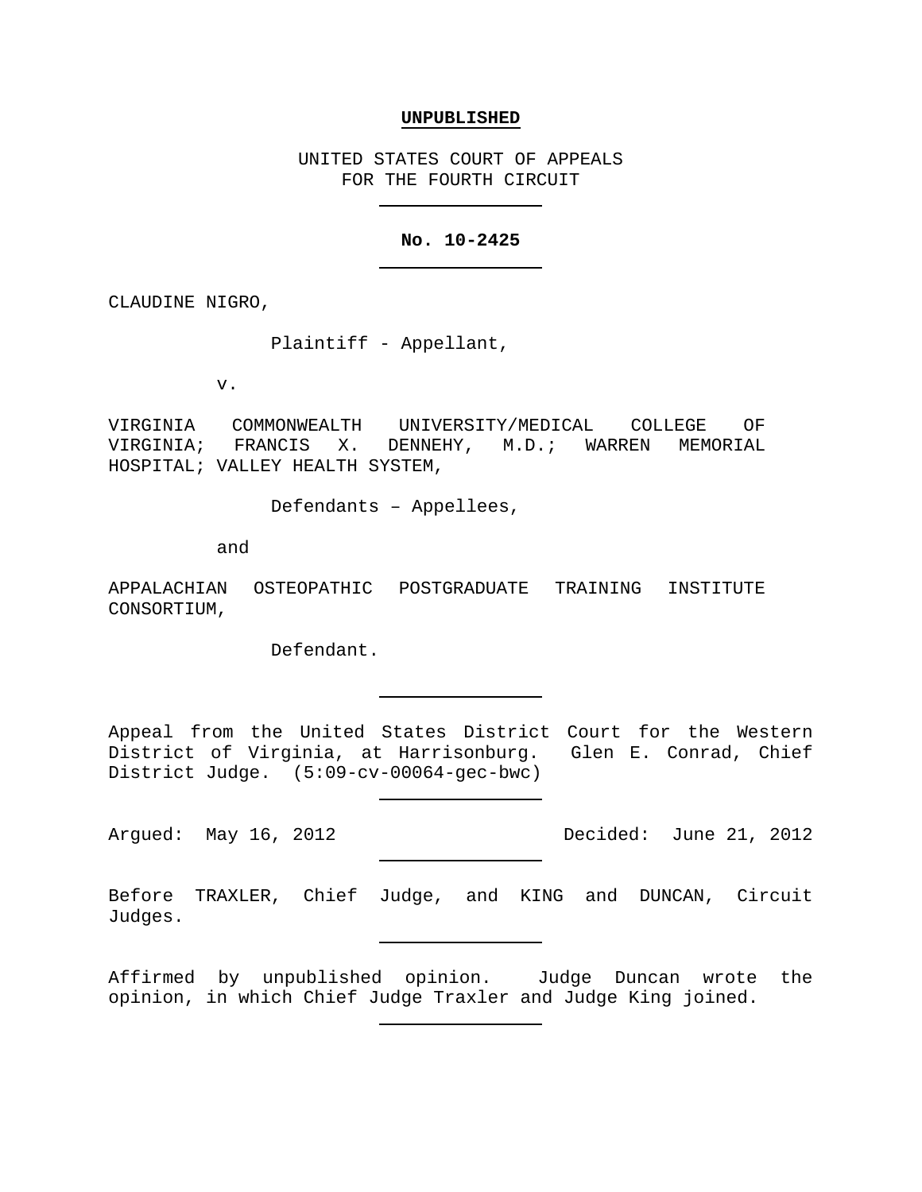**UNPUBLISHED**

UNITED STATES COURT OF APPEALS
FOR THE FOURTH CIRCUIT

---

**No. 10-2425**

---

CLAUDINE NIGRO,

Plaintiff - Appellant,

v.

VIRGINIA COMMONWEALTH UNIVERSITY/MEDICAL COLLEGE OF VIRGINIA; FRANCIS X. DENNEHY, M.D.; WARREN MEMORIAL HOSPITAL; VALLEY HEALTH SYSTEM,

Defendants – Appellees,

and

APPALACHIAN OSTEOPATHIC POSTGRADUATE TRAINING INSTITUTE CONSORTIUM,

Defendant.

---

Appeal from the United States District Court for the Western District of Virginia, at Harrisonburg. Glen E. Conrad, Chief District Judge. (5:09-cv-00064-gec-bwc)

---

Argued: May 16, 2012 Decided: June 21, 2012

---

Before TRAXLER, Chief Judge, and KING and DUNCAN, Circuit Judges.

---

Affirmed by unpublished opinion. Judge Duncan wrote the opinion, in which Chief Judge Traxler and Judge King joined.

---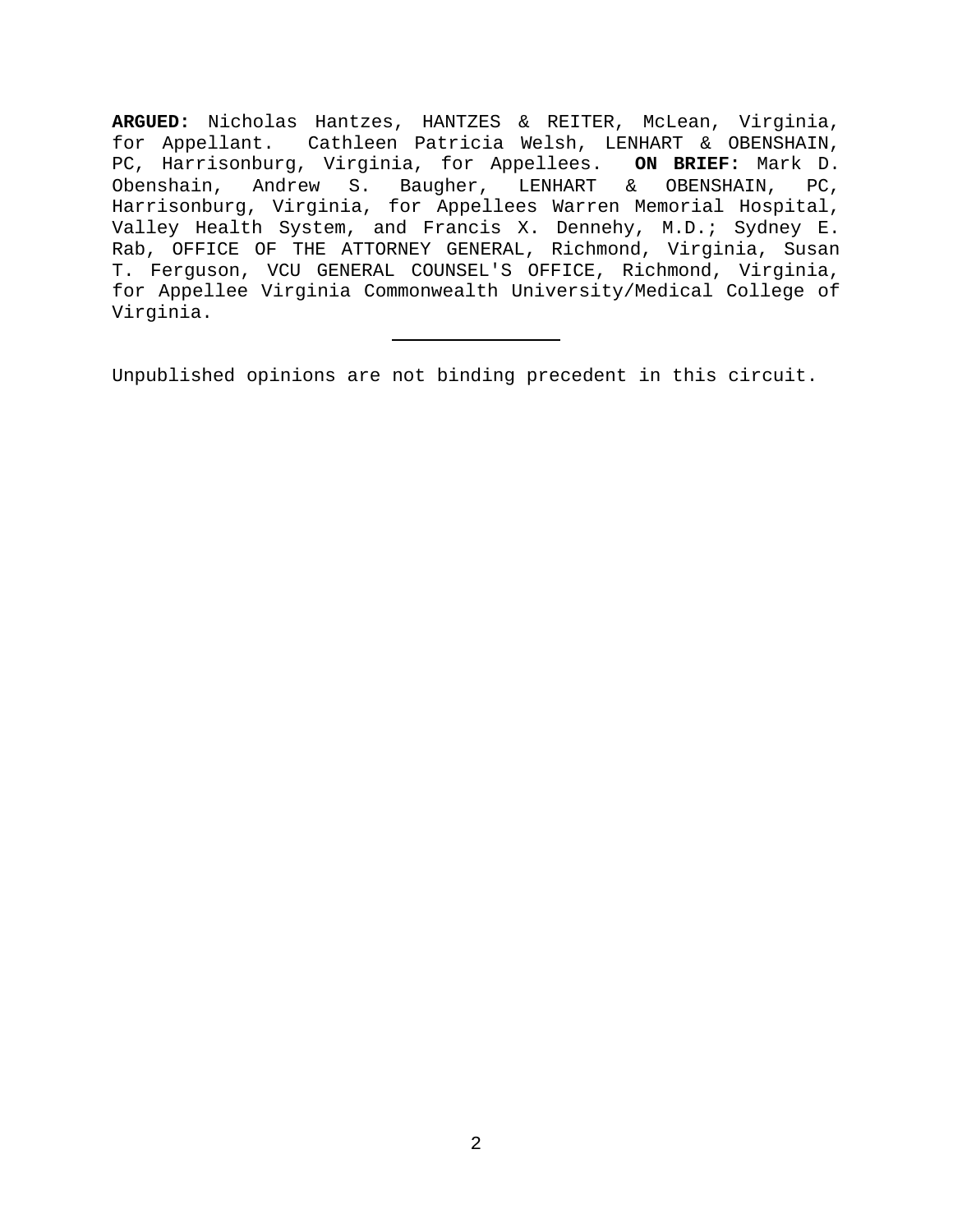**ARGUED:** Nicholas Hantzes, HANTZES & REITER, McLean, Virginia, for Appellant. Cathleen Patricia Welsh, LENHART & OBENSHAIN, PC, Harrisonburg, Virginia, for Appellees. **ON BRIEF:** Mark D. Obenshain, Andrew S. Baugher, LENHART & OBENSHAIN, PC, Harrisonburg, Virginia, for Appellees Warren Memorial Hospital, Valley Health System, and Francis X. Dennehy, M.D.; Sydney E. Rab, OFFICE OF THE ATTORNEY GENERAL, Richmond, Virginia, Susan T. Ferguson, VCU GENERAL COUNSEL'S OFFICE, Richmond, Virginia, for Appellee Virginia Commonwealth University/Medical College of Virginia.

---

Unpublished opinions are not binding precedent in this circuit.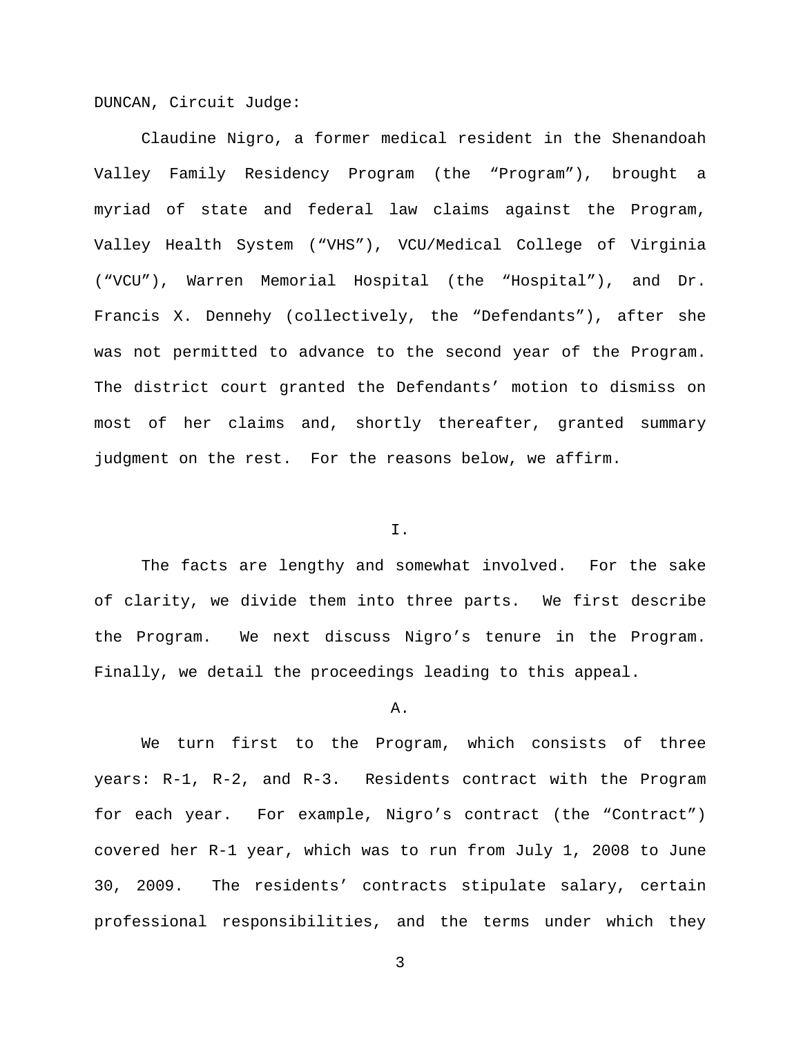DUNCAN, Circuit Judge:

Claudine Nigro, a former medical resident in the Shenandoah Valley Family Residency Program (the "Program"), brought a myriad of state and federal law claims against the Program, Valley Health System ("VHS"), VCU/Medical College of Virginia ("VCU"), Warren Memorial Hospital (the "Hospital"), and Dr. Francis X. Dennehy (collectively, the "Defendants"), after she was not permitted to advance to the second year of the Program. The district court granted the Defendants' motion to dismiss on most of her claims and, shortly thereafter, granted summary judgment on the rest. For the reasons below, we affirm.

## I.

The facts are lengthy and somewhat involved. For the sake of clarity, we divide them into three parts. We first describe the Program. We next discuss Nigro's tenure in the Program. Finally, we detail the proceedings leading to this appeal.

### A.

We turn first to the Program, which consists of three years: R-1, R-2, and R-3. Residents contract with the Program for each year. For example, Nigro's contract (the "Contract") covered her R-1 year, which was to run from July 1, 2008 to June 30, 2009. The residents' contracts stipulate salary, certain professional responsibilities, and the terms under which they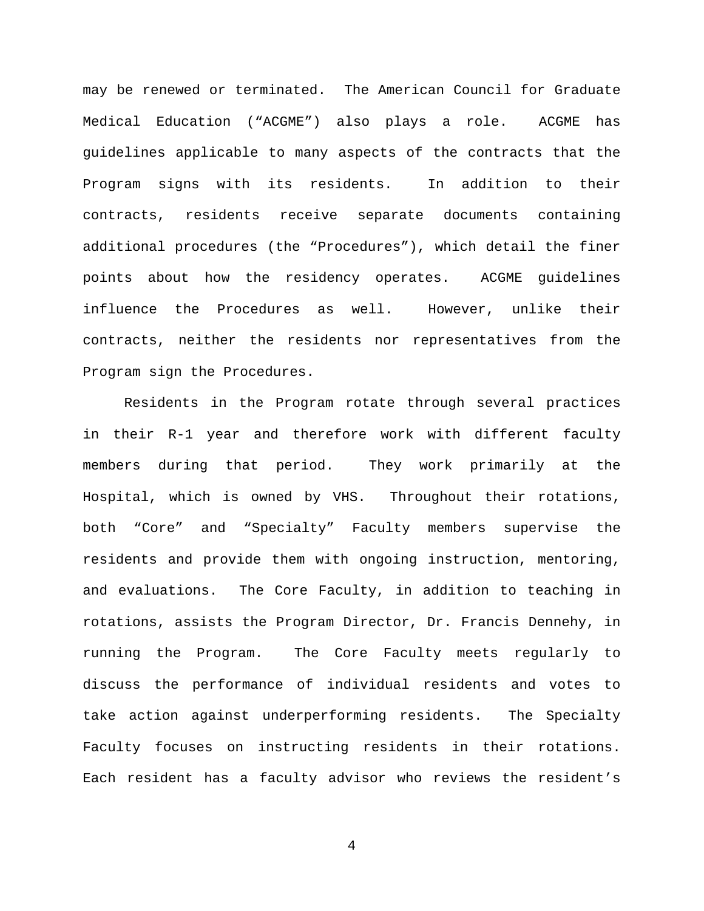may be renewed or terminated. The American Council for Graduate Medical Education ("ACGME") also plays a role. ACGME has guidelines applicable to many aspects of the contracts that the Program signs with its residents. In addition to their contracts, residents receive separate documents containing additional procedures (the "Procedures"), which detail the finer points about how the residency operates. ACGME guidelines influence the Procedures as well. However, unlike their contracts, neither the residents nor representatives from the Program sign the Procedures.

Residents in the Program rotate through several practices in their R-1 year and therefore work with different faculty members during that period. They work primarily at the Hospital, which is owned by VHS. Throughout their rotations, both "Core" and "Specialty" Faculty members supervise the residents and provide them with ongoing instruction, mentoring, and evaluations. The Core Faculty, in addition to teaching in rotations, assists the Program Director, Dr. Francis Dennehy, in running the Program. The Core Faculty meets regularly to discuss the performance of individual residents and votes to take action against underperforming residents. The Specialty Faculty focuses on instructing residents in their rotations. Each resident has a faculty advisor who reviews the resident's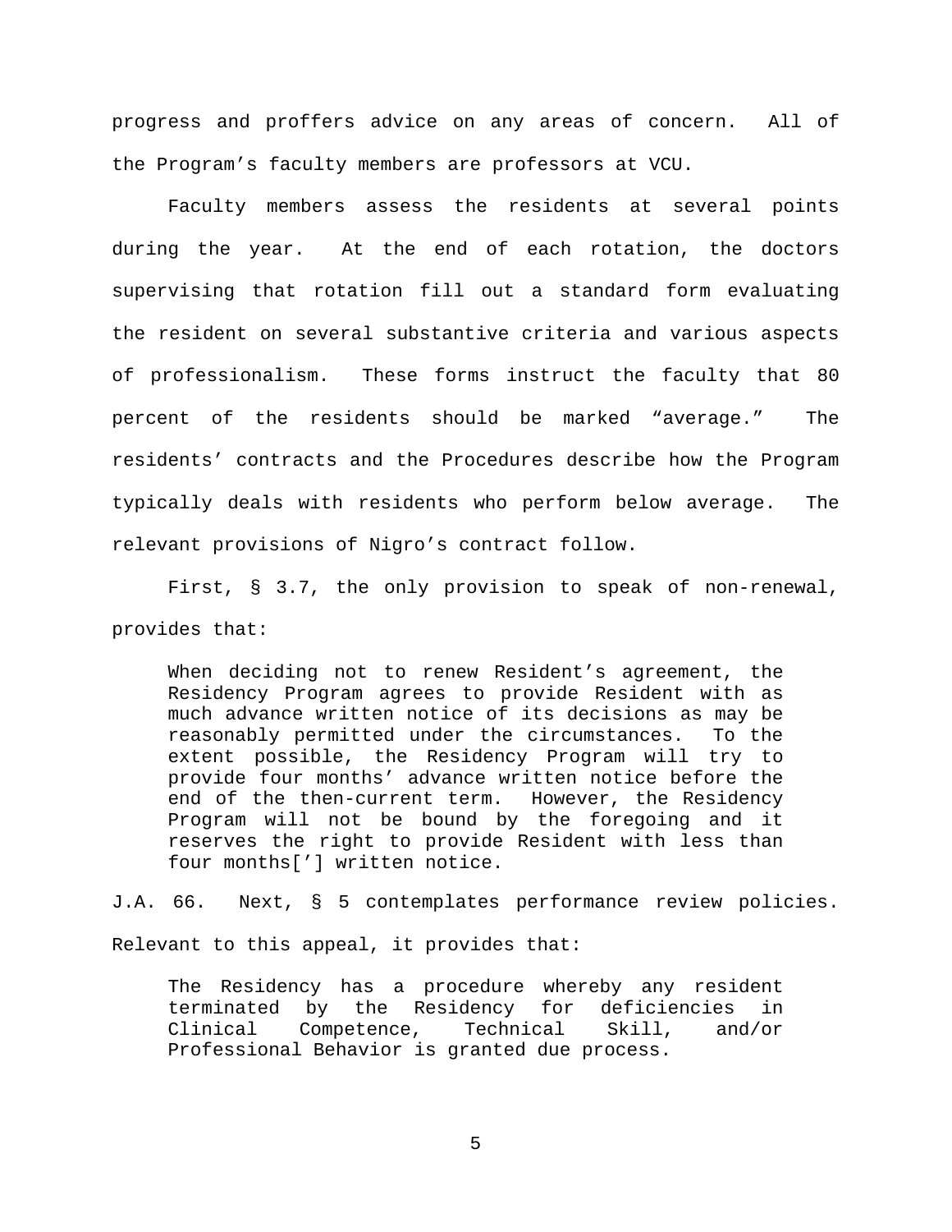progress and proffers advice on any areas of concern. All of the Program's faculty members are professors at VCU.

Faculty members assess the residents at several points during the year. At the end of each rotation, the doctors supervising that rotation fill out a standard form evaluating the resident on several substantive criteria and various aspects of professionalism. These forms instruct the faculty that 80 percent of the residents should be marked "average." The residents' contracts and the Procedures describe how the Program typically deals with residents who perform below average. The relevant provisions of Nigro's contract follow.

First, § 3.7, the only provision to speak of non-renewal, provides that:

> When deciding not to renew Resident's agreement, the Residency Program agrees to provide Resident with as much advance written notice of its decisions as may be reasonably permitted under the circumstances. To the extent possible, the Residency Program will try to provide four months' advance written notice before the end of the then-current term. However, the Residency Program will not be bound by the foregoing and it reserves the right to provide Resident with less than four months['] written notice.

J.A. 66. Next, § 5 contemplates performance review policies. Relevant to this appeal, it provides that:

> The Residency has a procedure whereby any resident terminated by the Residency for deficiencies in Clinical Competence, Technical Skill, and/or Professional Behavior is granted due process.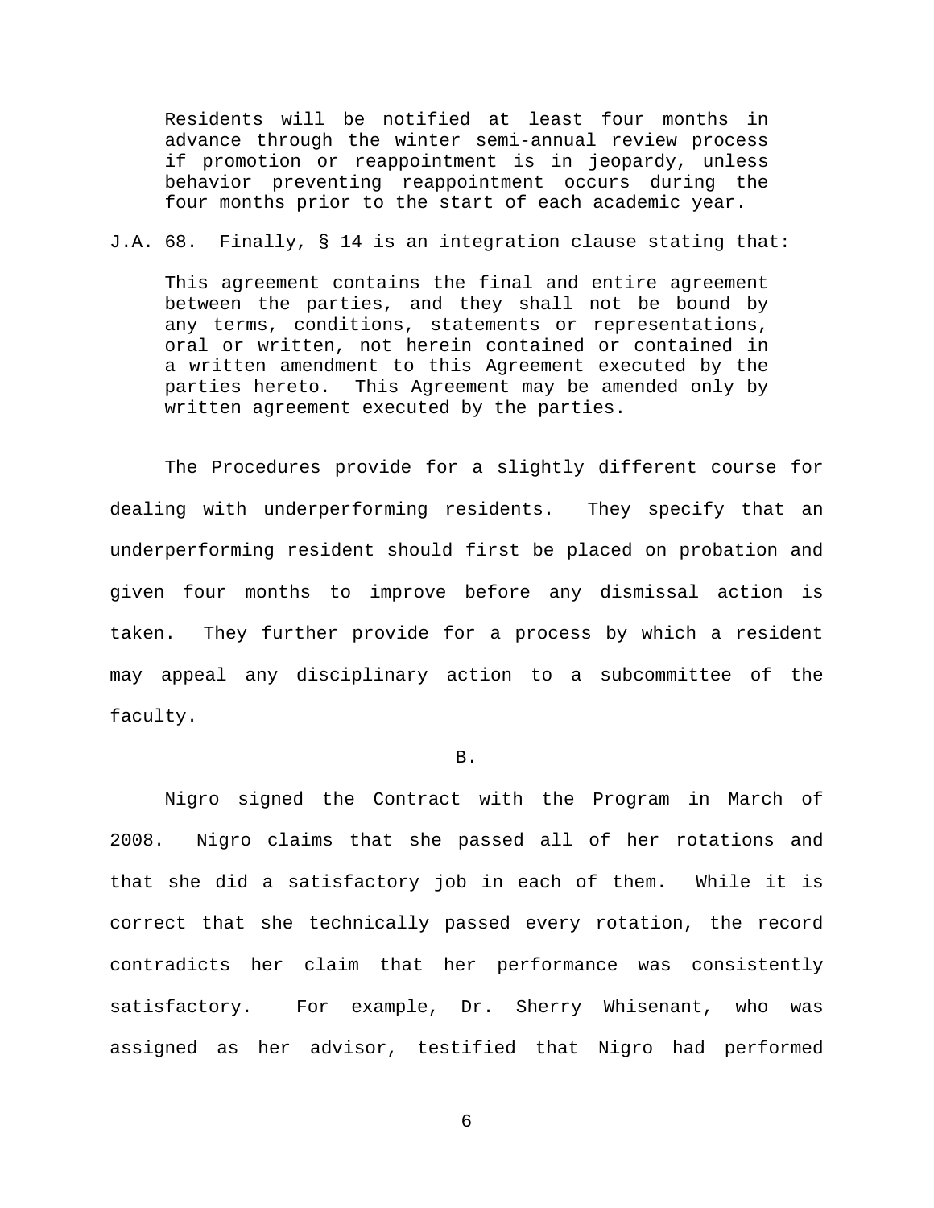> Residents will be notified at least four months in advance through the winter semi-annual review process if promotion or reappointment is in jeopardy, unless behavior preventing reappointment occurs during the four months prior to the start of each academic year.

J.A. 68. Finally, § 14 is an integration clause stating that:

> This agreement contains the final and entire agreement between the parties, and they shall not be bound by any terms, conditions, statements or representations, oral or written, not herein contained or contained in a written amendment to this Agreement executed by the parties hereto. This Agreement may be amended only by written agreement executed by the parties.

The Procedures provide for a slightly different course for dealing with underperforming residents. They specify that an underperforming resident should first be placed on probation and given four months to improve before any dismissal action is taken. They further provide for a process by which a resident may appeal any disciplinary action to a subcommittee of the faculty.

B.

Nigro signed the Contract with the Program in March of 2008. Nigro claims that she passed all of her rotations and that she did a satisfactory job in each of them. While it is correct that she technically passed every rotation, the record contradicts her claim that her performance was consistently satisfactory. For example, Dr. Sherry Whisenant, who was assigned as her advisor, testified that Nigro had performed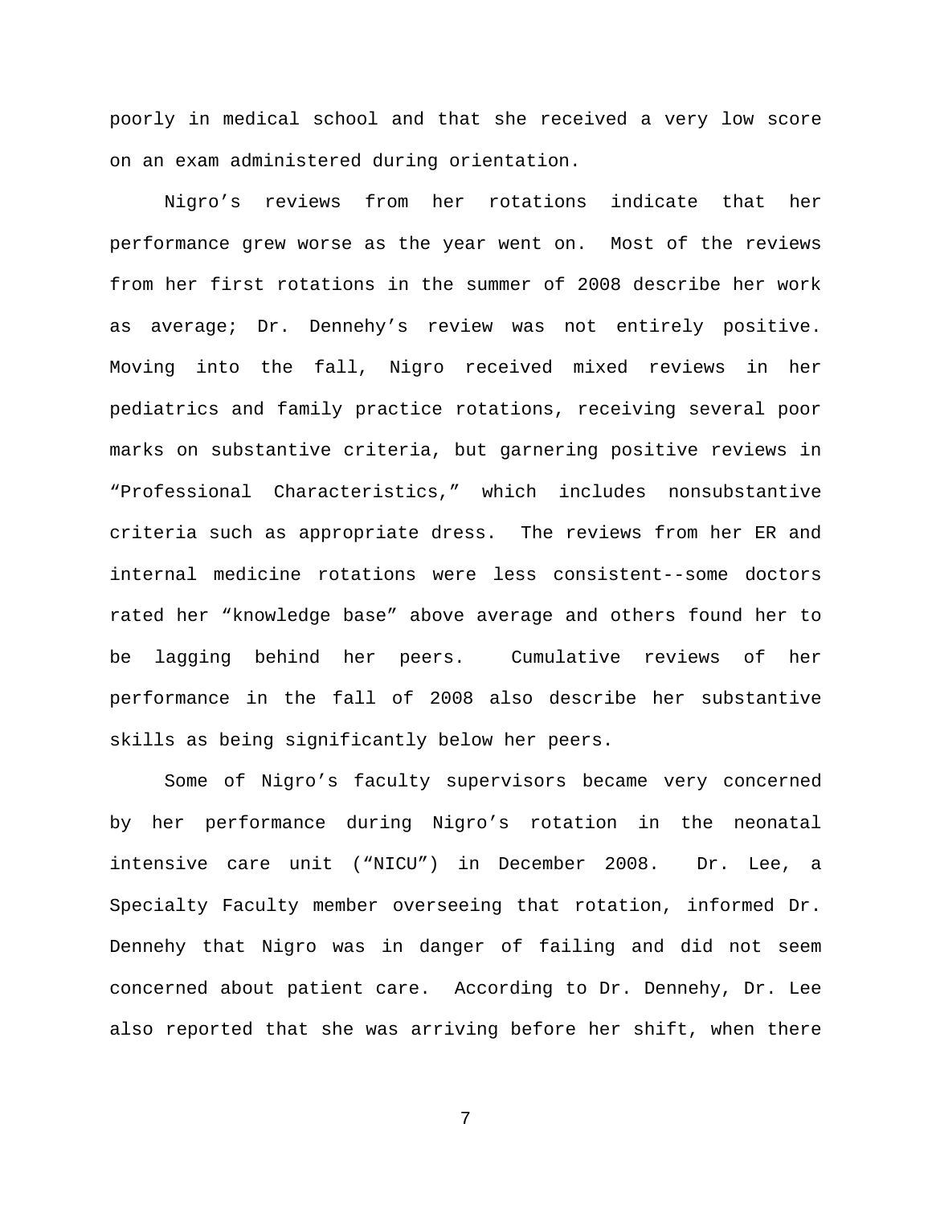poorly in medical school and that she received a very low score on an exam administered during orientation.

Nigro's reviews from her rotations indicate that her performance grew worse as the year went on. Most of the reviews from her first rotations in the summer of 2008 describe her work as average; Dr. Dennehy's review was not entirely positive. Moving into the fall, Nigro received mixed reviews in her pediatrics and family practice rotations, receiving several poor marks on substantive criteria, but garnering positive reviews in "Professional Characteristics," which includes nonsubstantive criteria such as appropriate dress. The reviews from her ER and internal medicine rotations were less consistent--some doctors rated her "knowledge base" above average and others found her to be lagging behind her peers. Cumulative reviews of her performance in the fall of 2008 also describe her substantive skills as being significantly below her peers.

Some of Nigro's faculty supervisors became very concerned by her performance during Nigro's rotation in the neonatal intensive care unit ("NICU") in December 2008. Dr. Lee, a Specialty Faculty member overseeing that rotation, informed Dr. Dennehy that Nigro was in danger of failing and did not seem concerned about patient care. According to Dr. Dennehy, Dr. Lee also reported that she was arriving before her shift, when there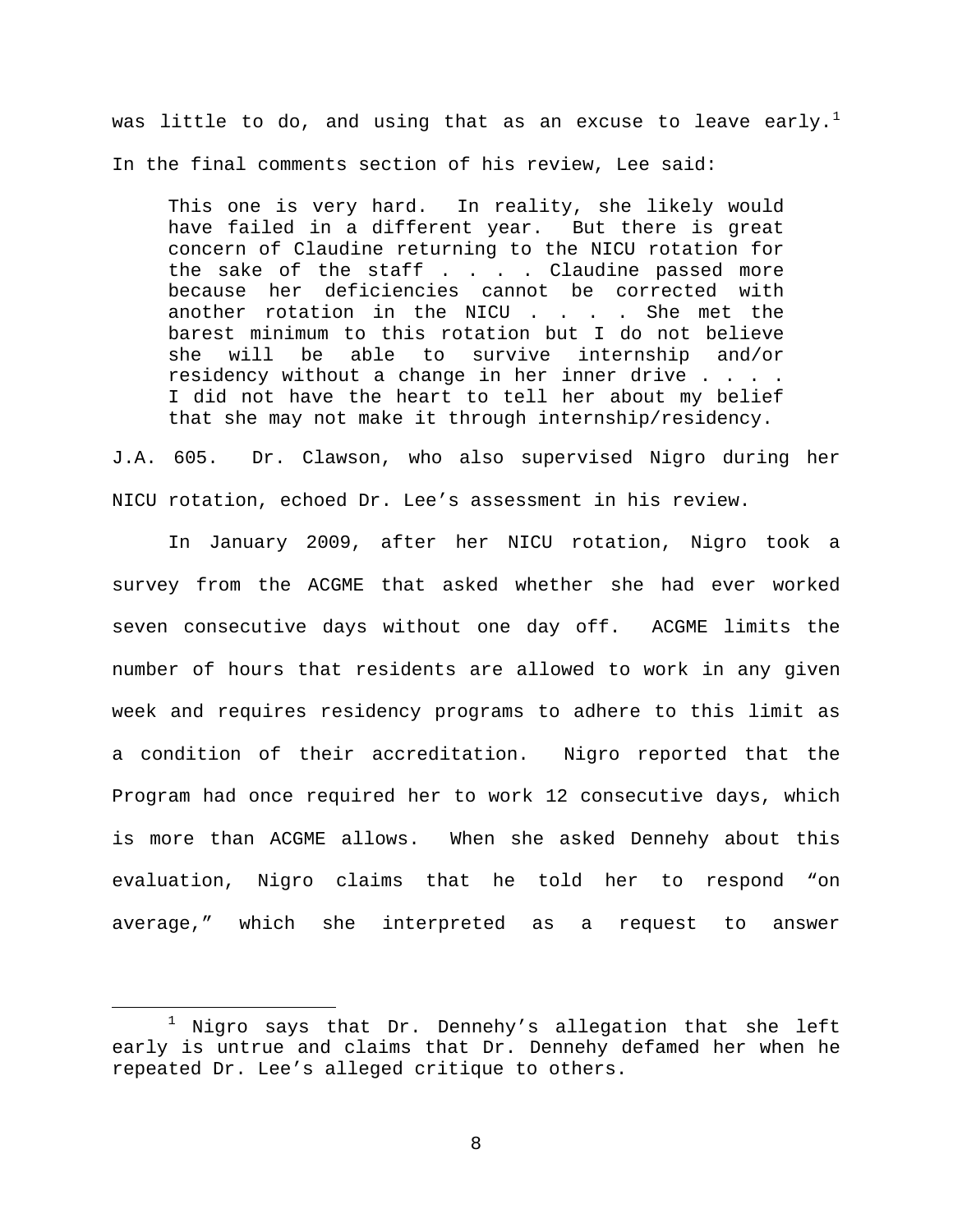was little to do, and using that as an excuse to leave early.[1] In the final comments section of his review, Lee said:

> This one is very hard. In reality, she likely would have failed in a different year. But there is great concern of Claudine returning to the NICU rotation for the sake of the staff . . . . Claudine passed more because her deficiencies cannot be corrected with another rotation in the NICU . . . . She met the barest minimum to this rotation but I do not believe she will be able to survive internship and/or residency without a change in her inner drive . . . . I did not have the heart to tell her about my belief that she may not make it through internship/residency.

J.A. 605. Dr. Clawson, who also supervised Nigro during her NICU rotation, echoed Dr. Lee's assessment in his review.

In January 2009, after her NICU rotation, Nigro took a survey from the ACGME that asked whether she had ever worked seven consecutive days without one day off. ACGME limits the number of hours that residents are allowed to work in any given week and requires residency programs to adhere to this limit as a condition of their accreditation. Nigro reported that the Program had once required her to work 12 consecutive days, which is more than ACGME allows. When she asked Dennehy about this evaluation, Nigro claims that he told her to respond "on average," which she interpreted as a request to answer

---

[1] Nigro says that Dr. Dennehy's allegation that she left early is untrue and claims that Dr. Dennehy defamed her when he repeated Dr. Lee's alleged critique to others.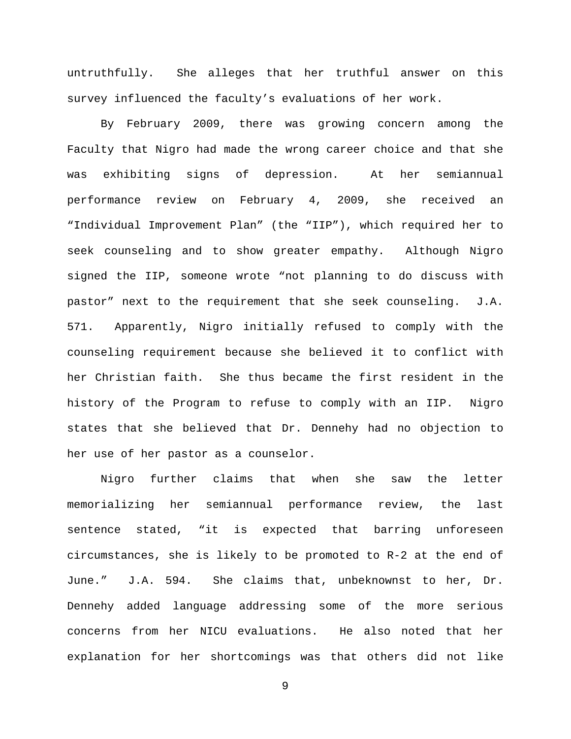untruthfully. She alleges that her truthful answer on this survey influenced the faculty's evaluations of her work.

By February 2009, there was growing concern among the Faculty that Nigro had made the wrong career choice and that she was exhibiting signs of depression. At her semiannual performance review on February 4, 2009, she received an "Individual Improvement Plan" (the "IIP"), which required her to seek counseling and to show greater empathy. Although Nigro signed the IIP, someone wrote "not planning to do discuss with pastor" next to the requirement that she seek counseling. J.A. 571. Apparently, Nigro initially refused to comply with the counseling requirement because she believed it to conflict with her Christian faith. She thus became the first resident in the history of the Program to refuse to comply with an IIP. Nigro states that she believed that Dr. Dennehy had no objection to her use of her pastor as a counselor.

Nigro further claims that when she saw the letter memorializing her semiannual performance review, the last sentence stated, "it is expected that barring unforeseen circumstances, she is likely to be promoted to R-2 at the end of June." J.A. 594. She claims that, unbeknownst to her, Dr. Dennehy added language addressing some of the more serious concerns from her NICU evaluations. He also noted that her explanation for her shortcomings was that others did not like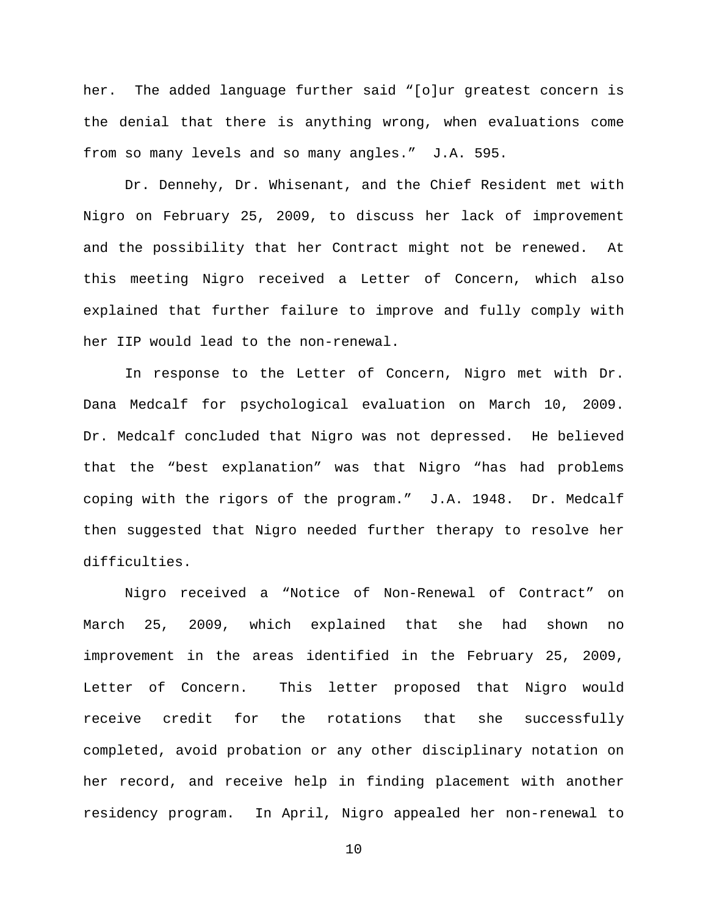her. The added language further said "[o]ur greatest concern is the denial that there is anything wrong, when evaluations come from so many levels and so many angles." J.A. 595.

Dr. Dennehy, Dr. Whisenant, and the Chief Resident met with Nigro on February 25, 2009, to discuss her lack of improvement and the possibility that her Contract might not be renewed. At this meeting Nigro received a Letter of Concern, which also explained that further failure to improve and fully comply with her IIP would lead to the non-renewal.

In response to the Letter of Concern, Nigro met with Dr. Dana Medcalf for psychological evaluation on March 10, 2009. Dr. Medcalf concluded that Nigro was not depressed. He believed that the "best explanation" was that Nigro "has had problems coping with the rigors of the program." J.A. 1948. Dr. Medcalf then suggested that Nigro needed further therapy to resolve her difficulties.

Nigro received a "Notice of Non-Renewal of Contract" on March 25, 2009, which explained that she had shown no improvement in the areas identified in the February 25, 2009, Letter of Concern. This letter proposed that Nigro would receive credit for the rotations that she successfully completed, avoid probation or any other disciplinary notation on her record, and receive help in finding placement with another residency program. In April, Nigro appealed her non-renewal to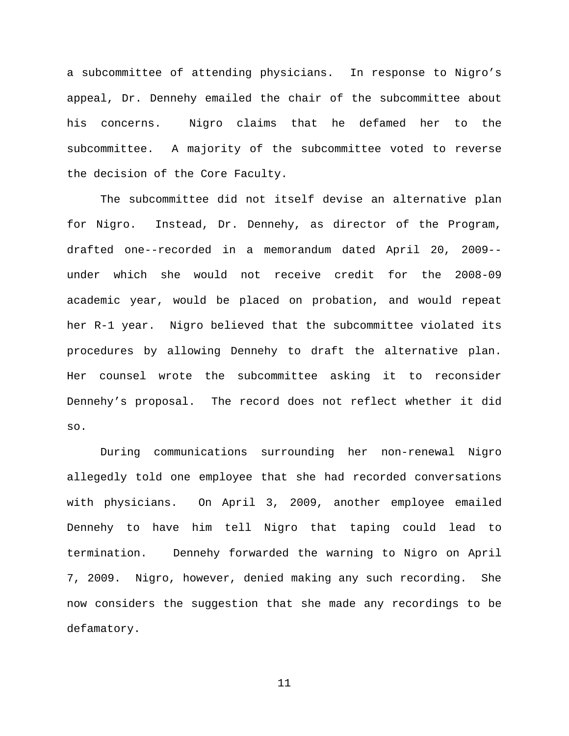a subcommittee of attending physicians. In response to Nigro's appeal, Dr. Dennehy emailed the chair of the subcommittee about his concerns. Nigro claims that he defamed her to the subcommittee. A majority of the subcommittee voted to reverse the decision of the Core Faculty.

The subcommittee did not itself devise an alternative plan for Nigro. Instead, Dr. Dennehy, as director of the Program, drafted one--recorded in a memorandum dated April 20, 2009--under which she would not receive credit for the 2008-09 academic year, would be placed on probation, and would repeat her R-1 year. Nigro believed that the subcommittee violated its procedures by allowing Dennehy to draft the alternative plan. Her counsel wrote the subcommittee asking it to reconsider Dennehy's proposal. The record does not reflect whether it did so.

During communications surrounding her non-renewal Nigro allegedly told one employee that she had recorded conversations with physicians. On April 3, 2009, another employee emailed Dennehy to have him tell Nigro that taping could lead to termination. Dennehy forwarded the warning to Nigro on April 7, 2009. Nigro, however, denied making any such recording. She now considers the suggestion that she made any recordings to be defamatory.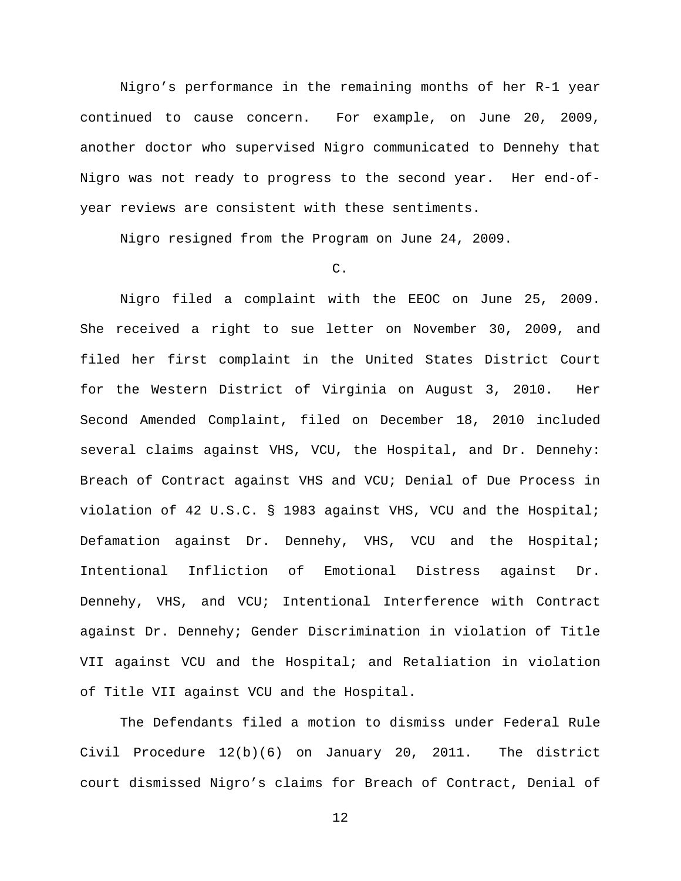Nigro's performance in the remaining months of her R-1 year continued to cause concern. For example, on June 20, 2009, another doctor who supervised Nigro communicated to Dennehy that Nigro was not ready to progress to the second year. Her end-of-year reviews are consistent with these sentiments.

Nigro resigned from the Program on June 24, 2009.

C.

Nigro filed a complaint with the EEOC on June 25, 2009. She received a right to sue letter on November 30, 2009, and filed her first complaint in the United States District Court for the Western District of Virginia on August 3, 2010. Her Second Amended Complaint, filed on December 18, 2010 included several claims against VHS, VCU, the Hospital, and Dr. Dennehy: Breach of Contract against VHS and VCU; Denial of Due Process in violation of 42 U.S.C. § 1983 against VHS, VCU and the Hospital; Defamation against Dr. Dennehy, VHS, VCU and the Hospital; Intentional Infliction of Emotional Distress against Dr. Dennehy, VHS, and VCU; Intentional Interference with Contract against Dr. Dennehy; Gender Discrimination in violation of Title VII against VCU and the Hospital; and Retaliation in violation of Title VII against VCU and the Hospital.

The Defendants filed a motion to dismiss under Federal Rule Civil Procedure 12(b)(6) on January 20, 2011. The district court dismissed Nigro's claims for Breach of Contract, Denial of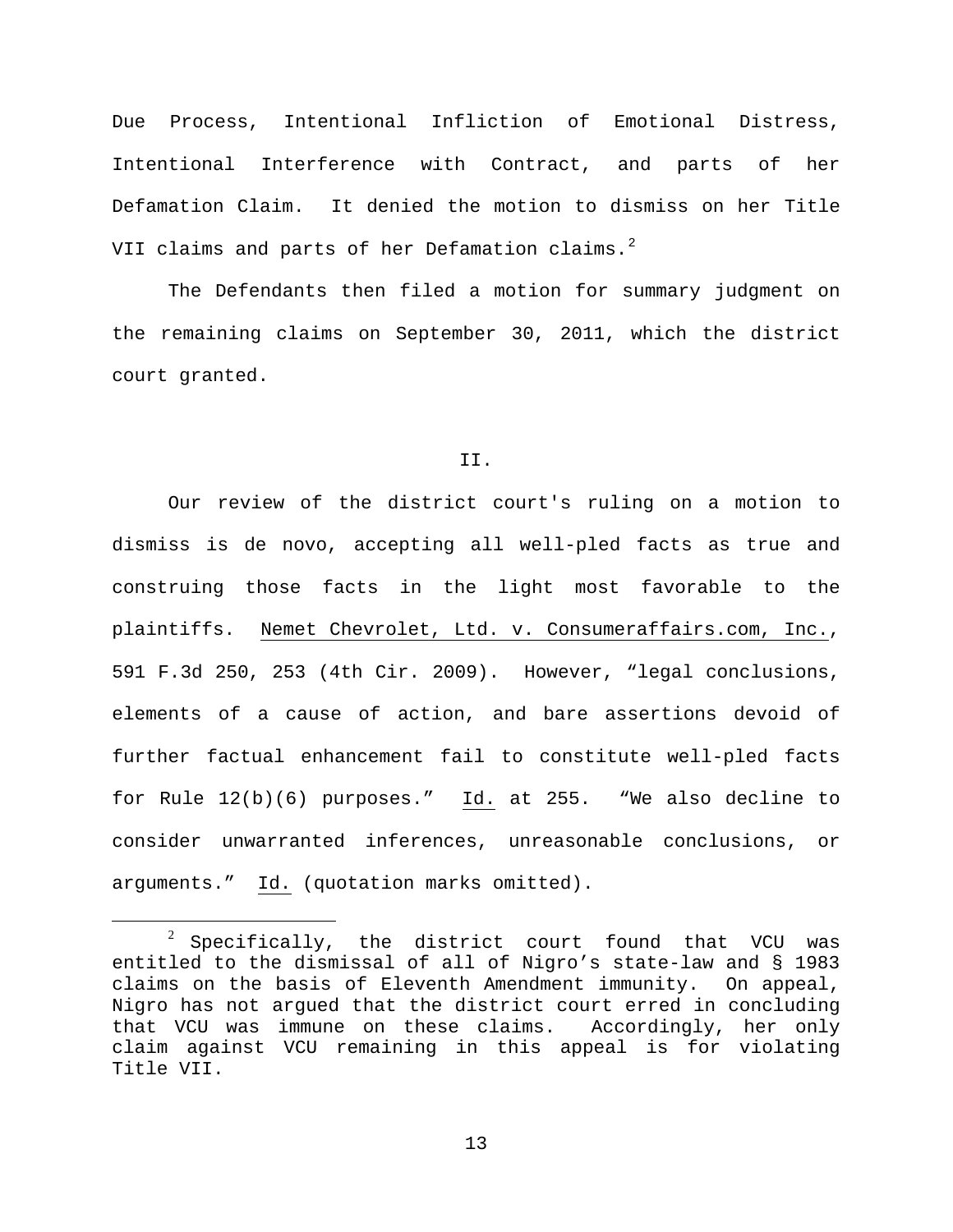Due Process, Intentional Infliction of Emotional Distress, Intentional Interference with Contract, and parts of her Defamation Claim. It denied the motion to dismiss on her Title VII claims and parts of her Defamation claims.[2]

The Defendants then filed a motion for summary judgment on the remaining claims on September 30, 2011, which the district court granted.

## II.

Our review of the district court's ruling on a motion to dismiss is de novo, accepting all well-pled facts as true and construing those facts in the light most favorable to the plaintiffs. Nemet Chevrolet, Ltd. v. Consumeraffairs.com, Inc., 591 F.3d 250, 253 (4th Cir. 2009). However, "legal conclusions, elements of a cause of action, and bare assertions devoid of further factual enhancement fail to constitute well-pled facts for Rule 12(b)(6) purposes." Id. at 255. "We also decline to consider unwarranted inferences, unreasonable conclusions, or arguments." Id. (quotation marks omitted).

---

[2] Specifically, the district court found that VCU was entitled to the dismissal of all of Nigro's state-law and § 1983 claims on the basis of Eleventh Amendment immunity. On appeal, Nigro has not argued that the district court erred in concluding that VCU was immune on these claims. Accordingly, her only claim against VCU remaining in this appeal is for violating Title VII.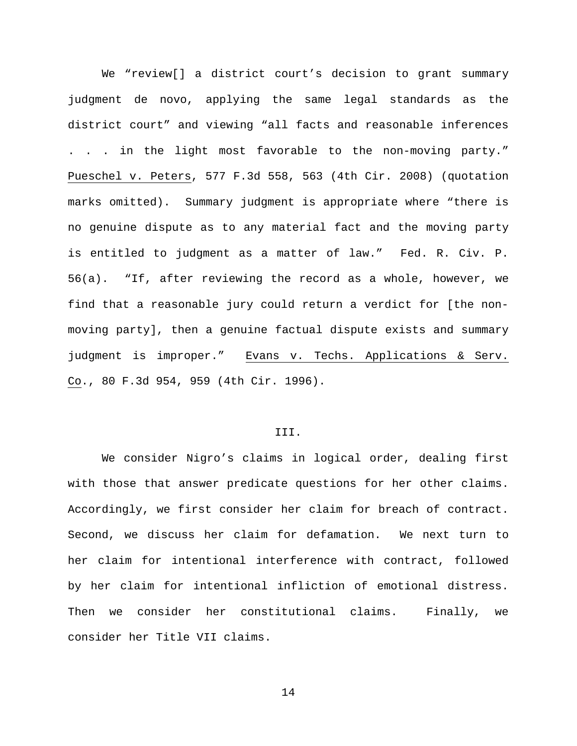We "review[] a district court's decision to grant summary judgment de novo, applying the same legal standards as the district court" and viewing "all facts and reasonable inferences . . . in the light most favorable to the non-moving party." Pueschel v. Peters, 577 F.3d 558, 563 (4th Cir. 2008) (quotation marks omitted). Summary judgment is appropriate where "there is no genuine dispute as to any material fact and the moving party is entitled to judgment as a matter of law." Fed. R. Civ. P. 56(a). "If, after reviewing the record as a whole, however, we find that a reasonable jury could return a verdict for [the non-moving party], then a genuine factual dispute exists and summary judgment is improper." Evans v. Techs. Applications & Serv. Co., 80 F.3d 954, 959 (4th Cir. 1996).

## III.

We consider Nigro's claims in logical order, dealing first with those that answer predicate questions for her other claims. Accordingly, we first consider her claim for breach of contract. Second, we discuss her claim for defamation. We next turn to her claim for intentional interference with contract, followed by her claim for intentional infliction of emotional distress. Then we consider her constitutional claims. Finally, we consider her Title VII claims.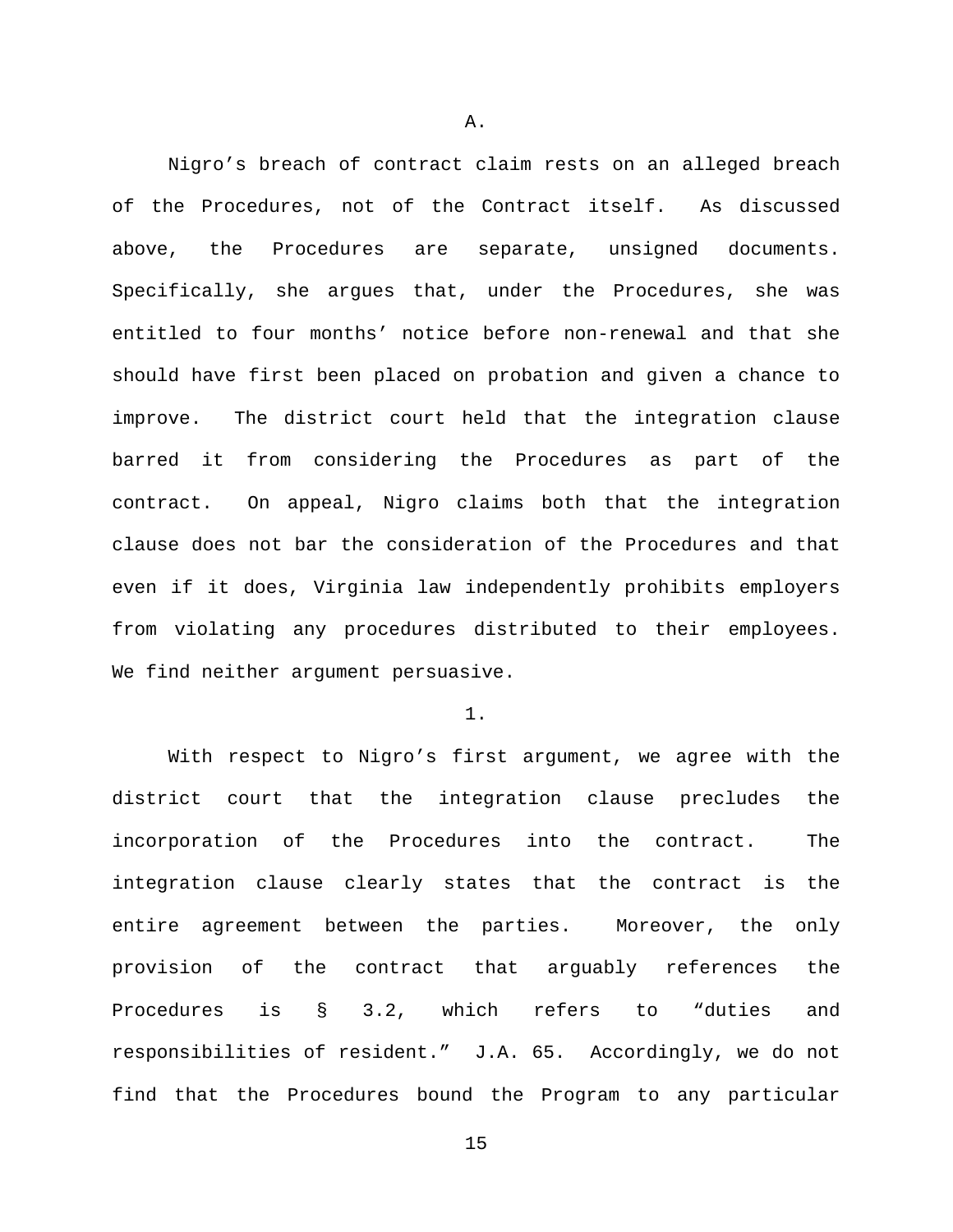A.

Nigro's breach of contract claim rests on an alleged breach of the Procedures, not of the Contract itself. As discussed above, the Procedures are separate, unsigned documents. Specifically, she argues that, under the Procedures, she was entitled to four months' notice before non-renewal and that she should have first been placed on probation and given a chance to improve. The district court held that the integration clause barred it from considering the Procedures as part of the contract. On appeal, Nigro claims both that the integration clause does not bar the consideration of the Procedures and that even if it does, Virginia law independently prohibits employers from violating any procedures distributed to their employees. We find neither argument persuasive.

1.

With respect to Nigro's first argument, we agree with the district court that the integration clause precludes the incorporation of the Procedures into the contract. The integration clause clearly states that the contract is the entire agreement between the parties. Moreover, the only provision of the contract that arguably references the Procedures is § 3.2, which refers to "duties and responsibilities of resident." J.A. 65. Accordingly, we do not find that the Procedures bound the Program to any particular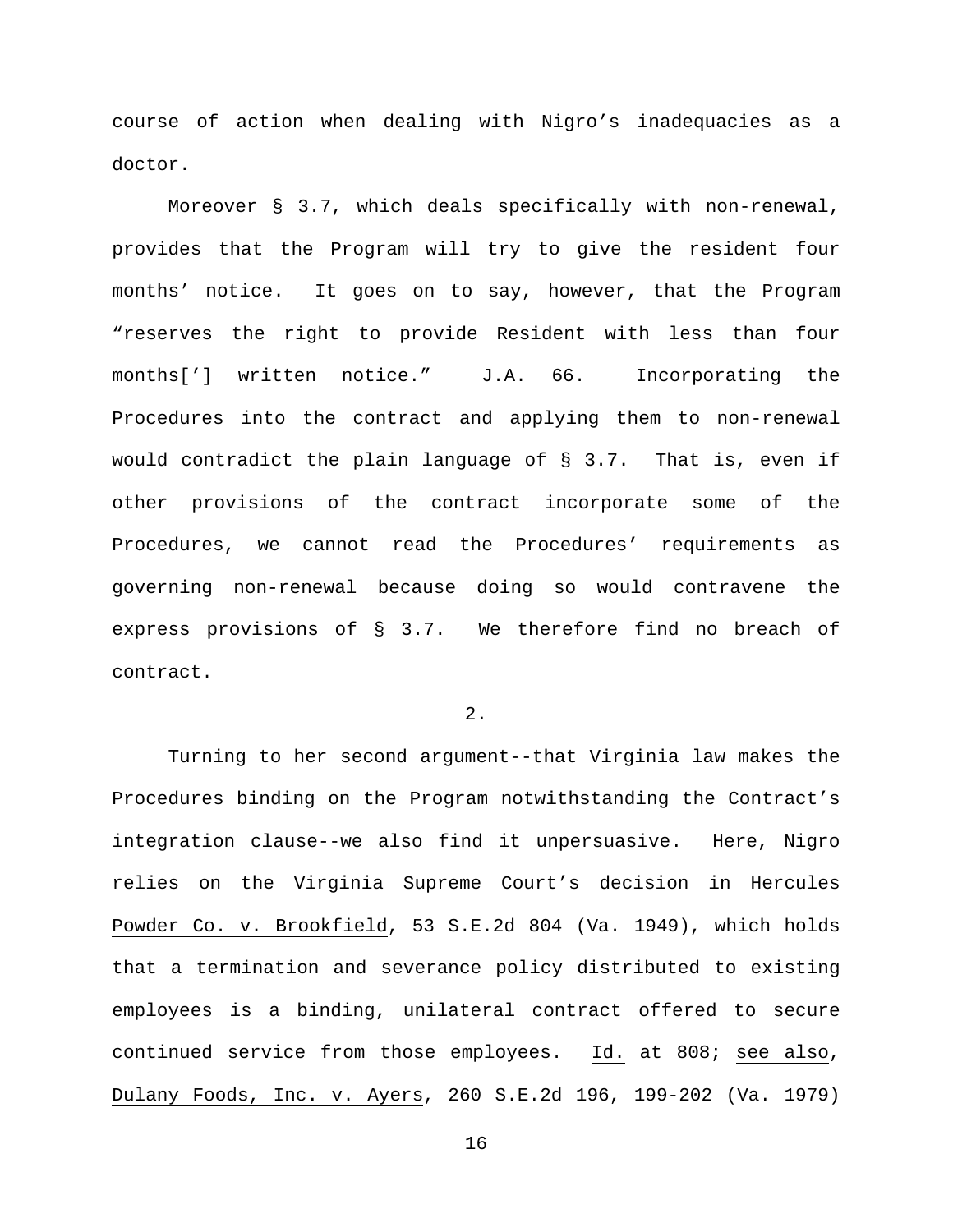course of action when dealing with Nigro's inadequacies as a doctor.

Moreover § 3.7, which deals specifically with non-renewal, provides that the Program will try to give the resident four months' notice. It goes on to say, however, that the Program "reserves the right to provide Resident with less than four months['] written notice." J.A. 66. Incorporating the Procedures into the contract and applying them to non-renewal would contradict the plain language of § 3.7. That is, even if other provisions of the contract incorporate some of the Procedures, we cannot read the Procedures' requirements as governing non-renewal because doing so would contravene the express provisions of § 3.7. We therefore find no breach of contract.

2.

Turning to her second argument--that Virginia law makes the Procedures binding on the Program notwithstanding the Contract's integration clause--we also find it unpersuasive. Here, Nigro relies on the Virginia Supreme Court's decision in Hercules Powder Co. v. Brookfield, 53 S.E.2d 804 (Va. 1949), which holds that a termination and severance policy distributed to existing employees is a binding, unilateral contract offered to secure continued service from those employees. Id. at 808; see also, Dulany Foods, Inc. v. Ayers, 260 S.E.2d 196, 199-202 (Va. 1979)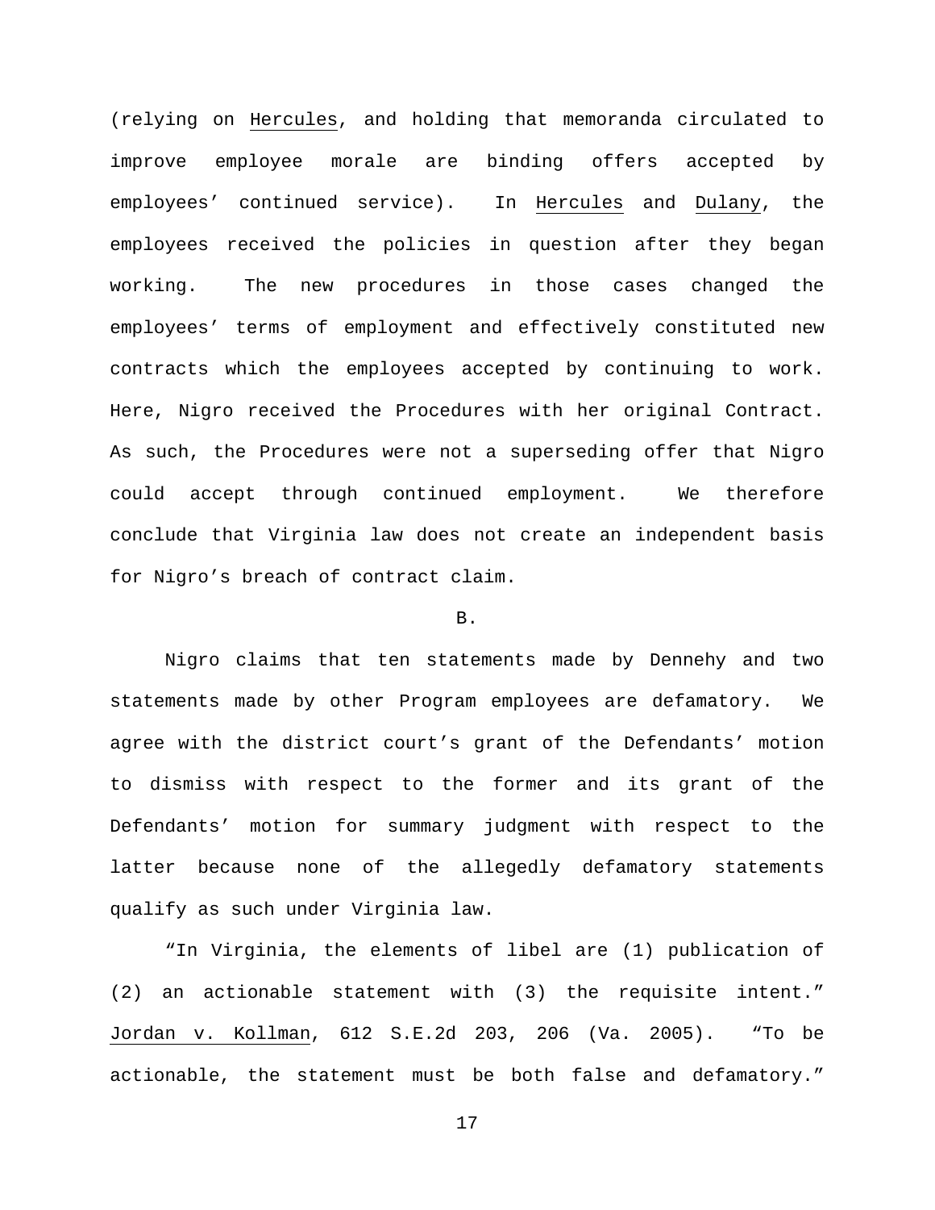(relying on Hercules, and holding that memoranda circulated to improve employee morale are binding offers accepted by employees' continued service). In Hercules and Dulany, the employees received the policies in question after they began working. The new procedures in those cases changed the employees' terms of employment and effectively constituted new contracts which the employees accepted by continuing to work. Here, Nigro received the Procedures with her original Contract. As such, the Procedures were not a superseding offer that Nigro could accept through continued employment. We therefore conclude that Virginia law does not create an independent basis for Nigro's breach of contract claim.

B.

Nigro claims that ten statements made by Dennehy and two statements made by other Program employees are defamatory. We agree with the district court's grant of the Defendants' motion to dismiss with respect to the former and its grant of the Defendants' motion for summary judgment with respect to the latter because none of the allegedly defamatory statements qualify as such under Virginia law.

"In Virginia, the elements of libel are (1) publication of (2) an actionable statement with (3) the requisite intent." Jordan v. Kollman, 612 S.E.2d 203, 206 (Va. 2005). "To be actionable, the statement must be both false and defamatory."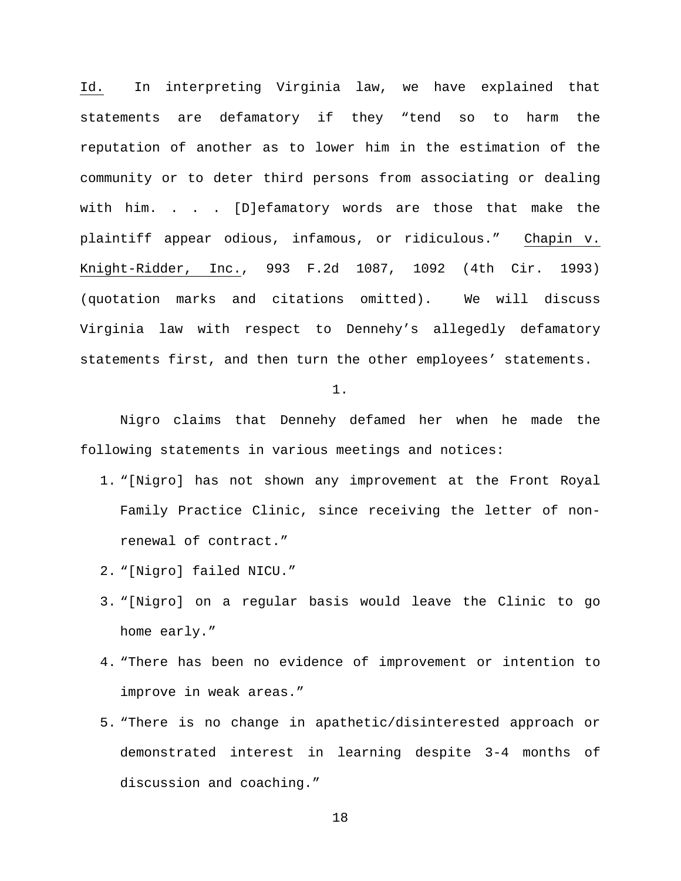Id. In interpreting Virginia law, we have explained that statements are defamatory if they "tend so to harm the reputation of another as to lower him in the estimation of the community or to deter third persons from associating or dealing with him. . . . [D]efamatory words are those that make the plaintiff appear odious, infamous, or ridiculous." Chapin v. Knight-Ridder, Inc., 993 F.2d 1087, 1092 (4th Cir. 1993) (quotation marks and citations omitted). We will discuss Virginia law with respect to Dennehy's allegedly defamatory statements first, and then turn the other employees' statements.

1.

Nigro claims that Dennehy defamed her when he made the following statements in various meetings and notices:

1. "[Nigro] has not shown any improvement at the Front Royal Family Practice Clinic, since receiving the letter of non-renewal of contract."
2. "[Nigro] failed NICU."
3. "[Nigro] on a regular basis would leave the Clinic to go home early."
4. "There has been no evidence of improvement or intention to improve in weak areas."
5. "There is no change in apathetic/disinterested approach or demonstrated interest in learning despite 3-4 months of discussion and coaching."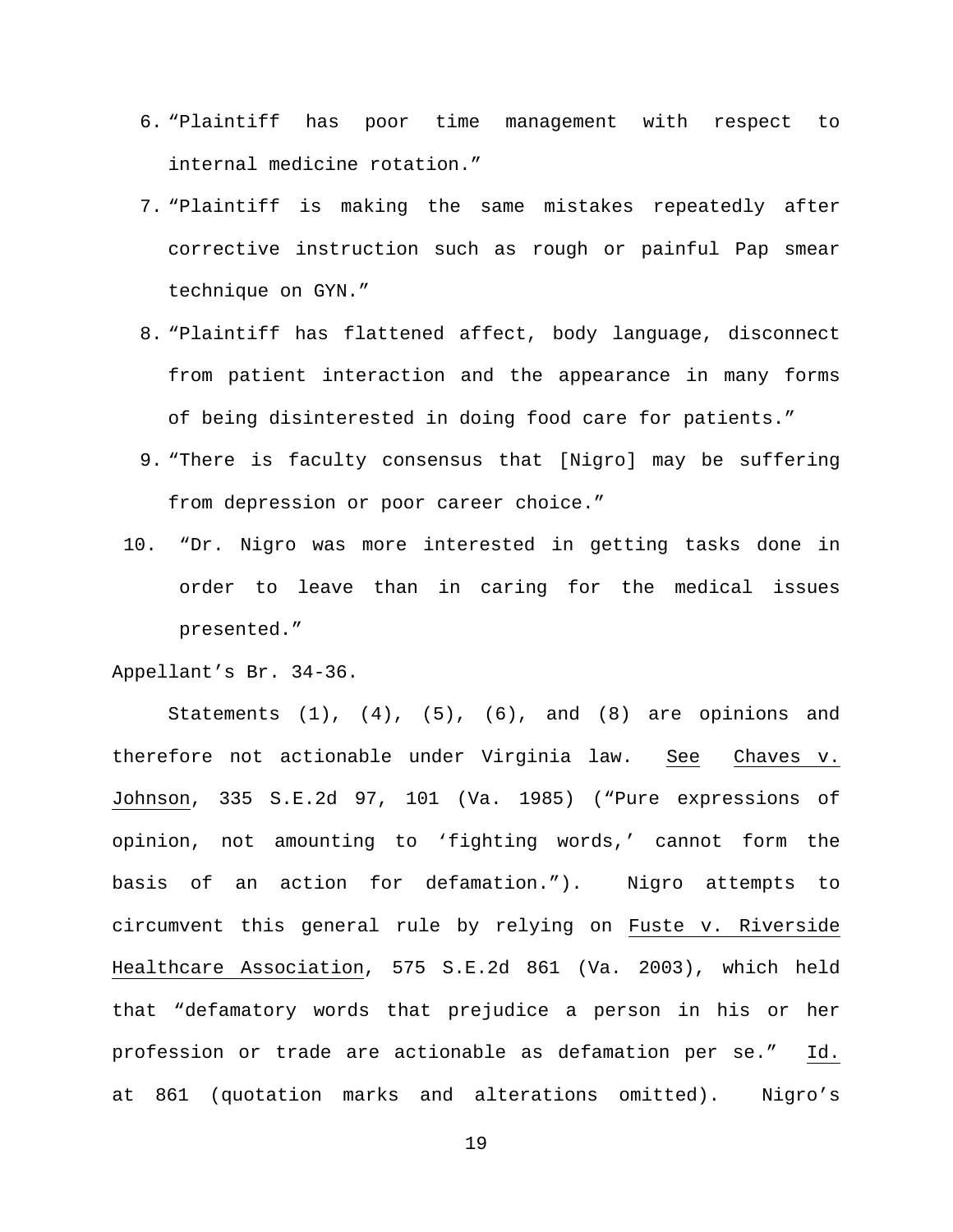6. "Plaintiff has poor time management with respect to internal medicine rotation."
7. "Plaintiff is making the same mistakes repeatedly after corrective instruction such as rough or painful Pap smear technique on GYN."
8. "Plaintiff has flattened affect, body language, disconnect from patient interaction and the appearance in many forms of being disinterested in doing food care for patients."
9. "There is faculty consensus that [Nigro] may be suffering from depression or poor career choice."
10. "Dr. Nigro was more interested in getting tasks done in order to leave than in caring for the medical issues presented."

Appellant's Br. 34-36.

Statements (1), (4), (5), (6), and (8) are opinions and therefore not actionable under Virginia law. See Chaves v. Johnson, 335 S.E.2d 97, 101 (Va. 1985) ("Pure expressions of opinion, not amounting to 'fighting words,' cannot form the basis of an action for defamation."). Nigro attempts to circumvent this general rule by relying on Fuste v. Riverside Healthcare Association, 575 S.E.2d 861 (Va. 2003), which held that "defamatory words that prejudice a person in his or her profession or trade are actionable as defamation per se." Id. at 861 (quotation marks and alterations omitted). Nigro's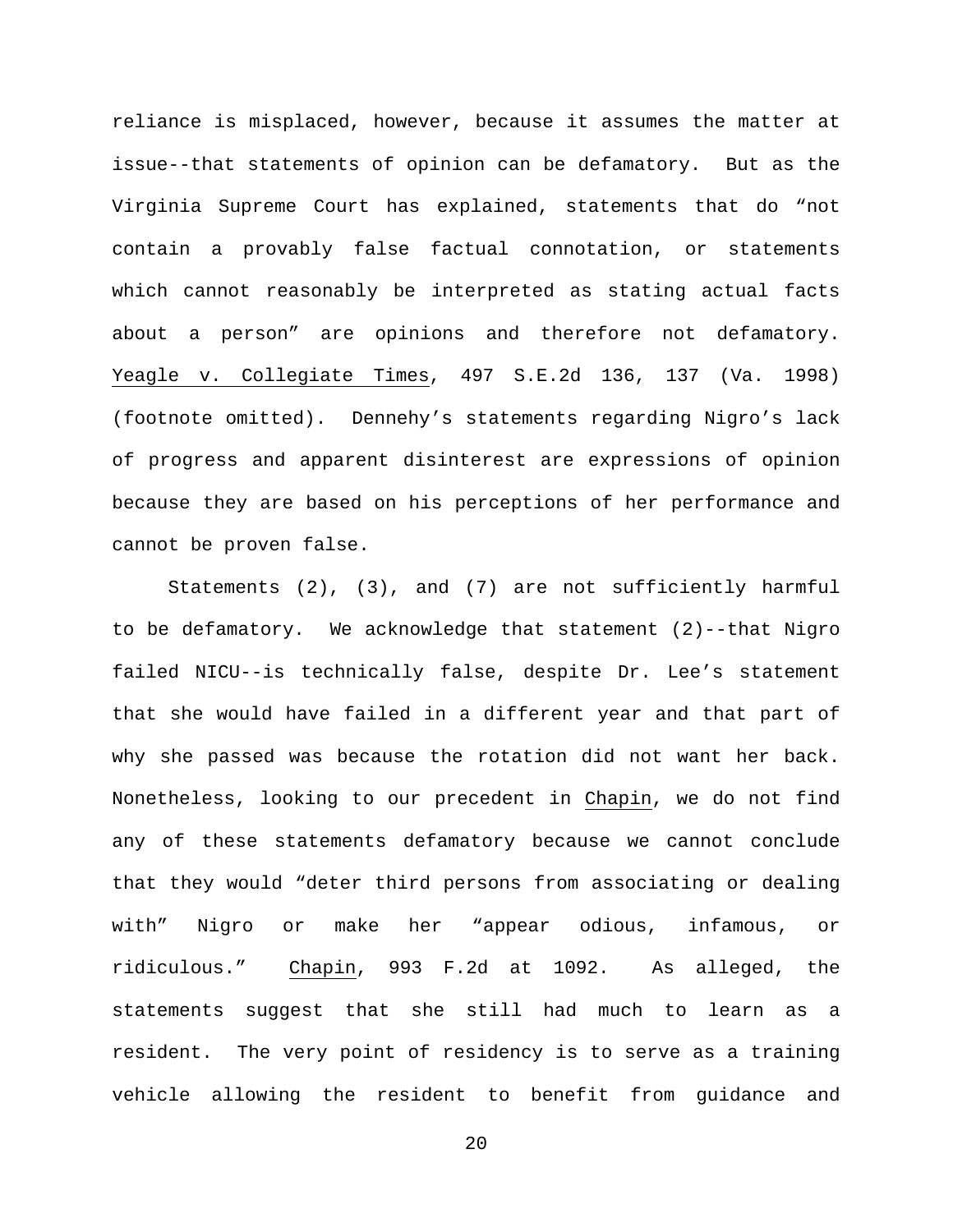reliance is misplaced, however, because it assumes the matter at issue--that statements of opinion can be defamatory. But as the Virginia Supreme Court has explained, statements that do "not contain a provably false factual connotation, or statements which cannot reasonably be interpreted as stating actual facts about a person" are opinions and therefore not defamatory. Yeagle v. Collegiate Times, 497 S.E.2d 136, 137 (Va. 1998) (footnote omitted). Dennehy's statements regarding Nigro's lack of progress and apparent disinterest are expressions of opinion because they are based on his perceptions of her performance and cannot be proven false.

Statements (2), (3), and (7) are not sufficiently harmful to be defamatory. We acknowledge that statement (2)--that Nigro failed NICU--is technically false, despite Dr. Lee's statement that she would have failed in a different year and that part of why she passed was because the rotation did not want her back. Nonetheless, looking to our precedent in Chapin, we do not find any of these statements defamatory because we cannot conclude that they would "deter third persons from associating or dealing with" Nigro or make her "appear odious, infamous, or ridiculous." Chapin, 993 F.2d at 1092. As alleged, the statements suggest that she still had much to learn as a resident. The very point of residency is to serve as a training vehicle allowing the resident to benefit from guidance and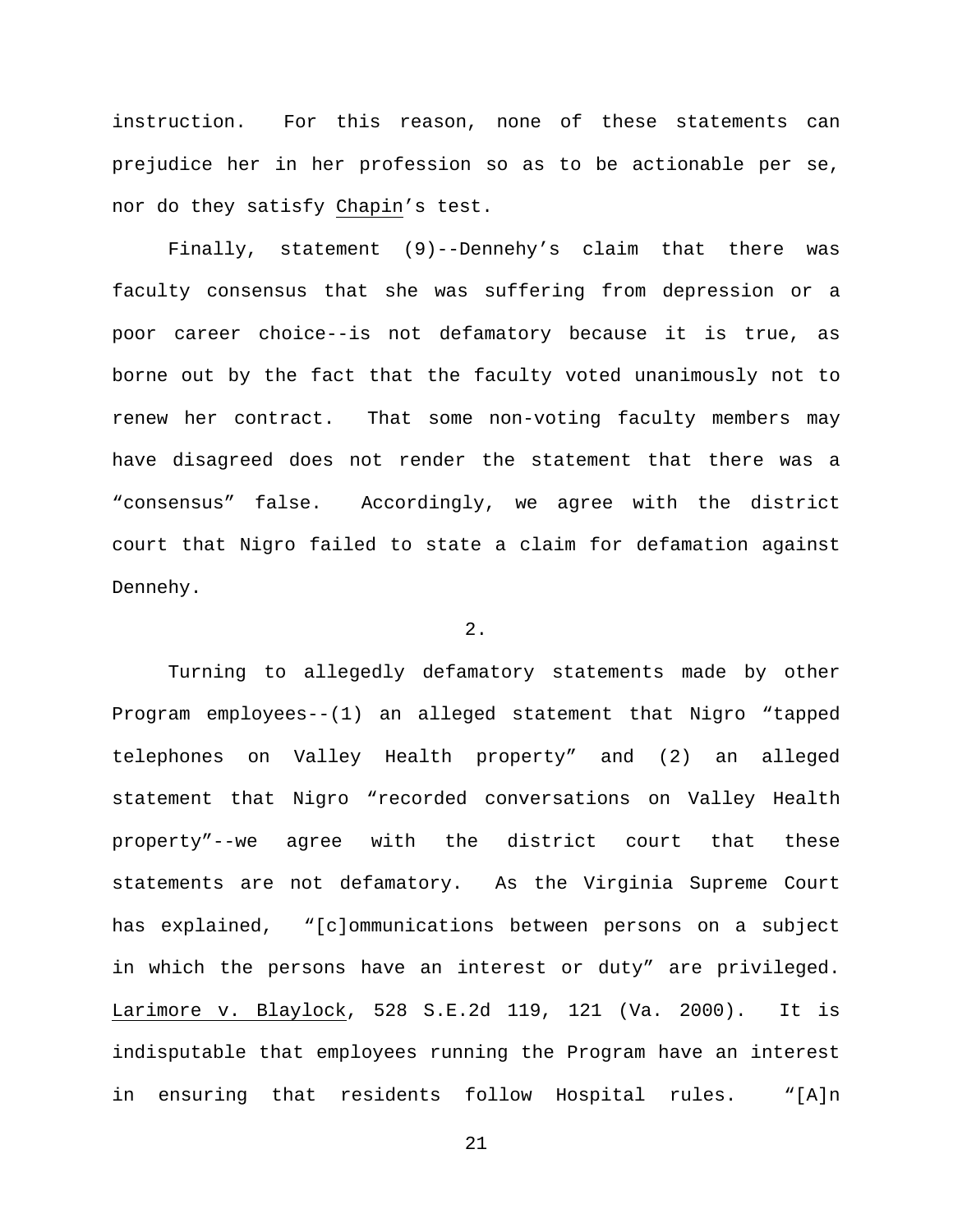instruction. For this reason, none of these statements can prejudice her in her profession so as to be actionable per se, nor do they satisfy Chapin's test.

Finally, statement (9)--Dennehy's claim that there was faculty consensus that she was suffering from depression or a poor career choice--is not defamatory because it is true, as borne out by the fact that the faculty voted unanimously not to renew her contract. That some non-voting faculty members may have disagreed does not render the statement that there was a "consensus" false. Accordingly, we agree with the district court that Nigro failed to state a claim for defamation against Dennehy.

2.

Turning to allegedly defamatory statements made by other Program employees--(1) an alleged statement that Nigro "tapped telephones on Valley Health property" and (2) an alleged statement that Nigro "recorded conversations on Valley Health property"--we agree with the district court that these statements are not defamatory. As the Virginia Supreme Court has explained, "[c]ommunications between persons on a subject in which the persons have an interest or duty" are privileged. Larimore v. Blaylock, 528 S.E.2d 119, 121 (Va. 2000). It is indisputable that employees running the Program have an interest in ensuring that residents follow Hospital rules. "[A]n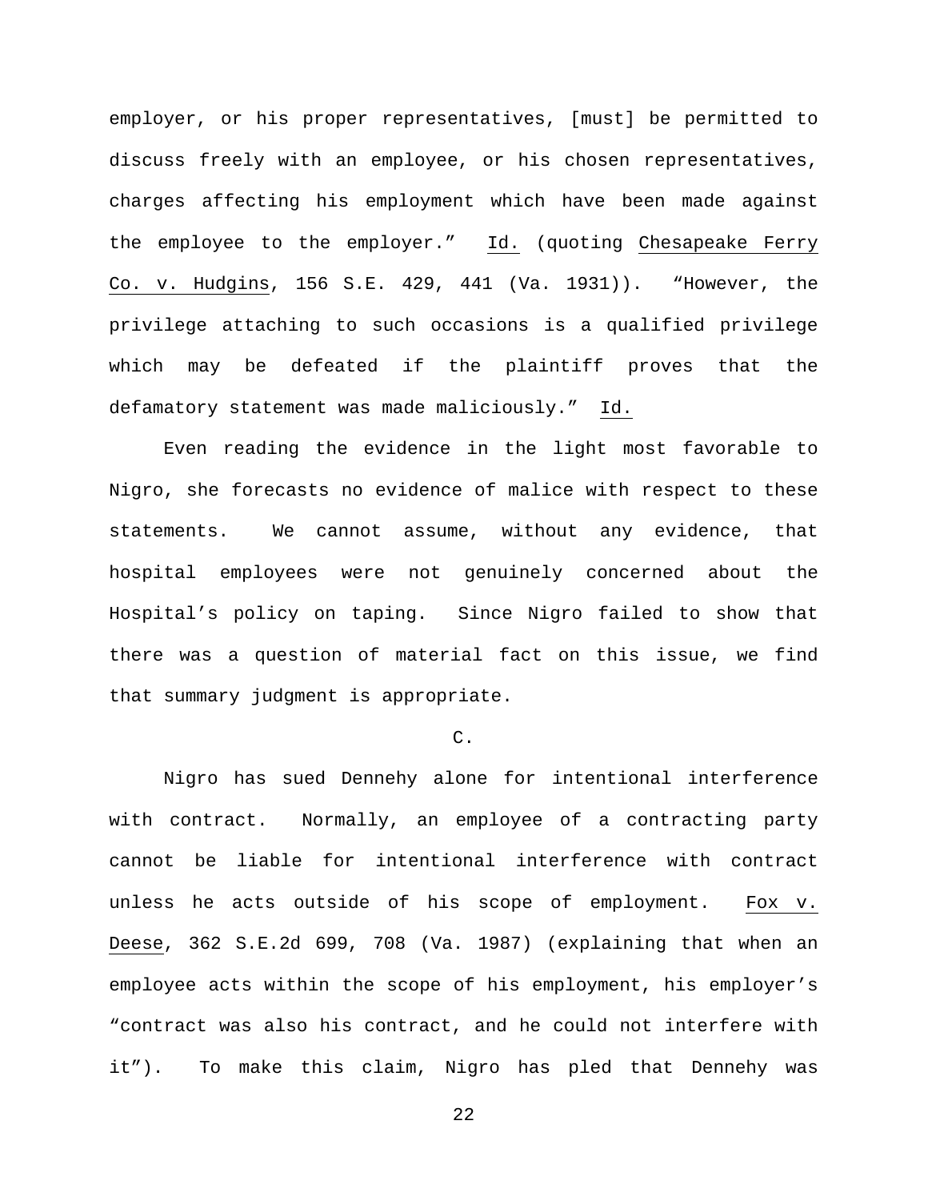employer, or his proper representatives, [must] be permitted to discuss freely with an employee, or his chosen representatives, charges affecting his employment which have been made against the employee to the employer." Id. (quoting Chesapeake Ferry Co. v. Hudgins, 156 S.E. 429, 441 (Va. 1931)). "However, the privilege attaching to such occasions is a qualified privilege which may be defeated if the plaintiff proves that the defamatory statement was made maliciously." Id.

Even reading the evidence in the light most favorable to Nigro, she forecasts no evidence of malice with respect to these statements. We cannot assume, without any evidence, that hospital employees were not genuinely concerned about the Hospital's policy on taping. Since Nigro failed to show that there was a question of material fact on this issue, we find that summary judgment is appropriate.

C.

Nigro has sued Dennehy alone for intentional interference with contract. Normally, an employee of a contracting party cannot be liable for intentional interference with contract unless he acts outside of his scope of employment. Fox v. Deese, 362 S.E.2d 699, 708 (Va. 1987) (explaining that when an employee acts within the scope of his employment, his employer's "contract was also his contract, and he could not interfere with it"). To make this claim, Nigro has pled that Dennehy was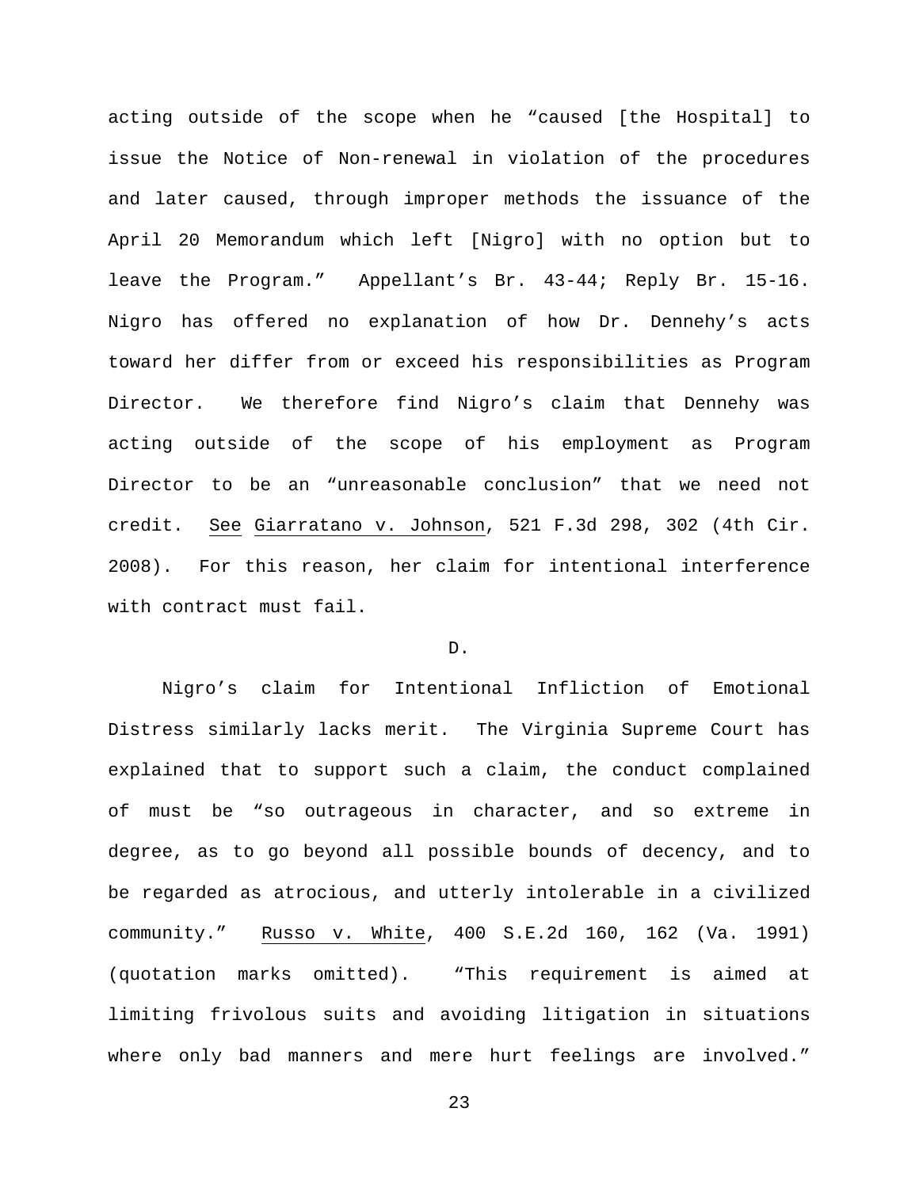acting outside of the scope when he "caused [the Hospital] to issue the Notice of Non-renewal in violation of the procedures and later caused, through improper methods the issuance of the April 20 Memorandum which left [Nigro] with no option but to leave the Program." Appellant's Br. 43-44; Reply Br. 15-16. Nigro has offered no explanation of how Dr. Dennehy's acts toward her differ from or exceed his responsibilities as Program Director. We therefore find Nigro's claim that Dennehy was acting outside of the scope of his employment as Program Director to be an "unreasonable conclusion" that we need not credit. See Giarratano v. Johnson, 521 F.3d 298, 302 (4th Cir. 2008). For this reason, her claim for intentional interference with contract must fail.

D.

Nigro's claim for Intentional Infliction of Emotional Distress similarly lacks merit. The Virginia Supreme Court has explained that to support such a claim, the conduct complained of must be "so outrageous in character, and so extreme in degree, as to go beyond all possible bounds of decency, and to be regarded as atrocious, and utterly intolerable in a civilized community." Russo v. White, 400 S.E.2d 160, 162 (Va. 1991) (quotation marks omitted). "This requirement is aimed at limiting frivolous suits and avoiding litigation in situations where only bad manners and mere hurt feelings are involved."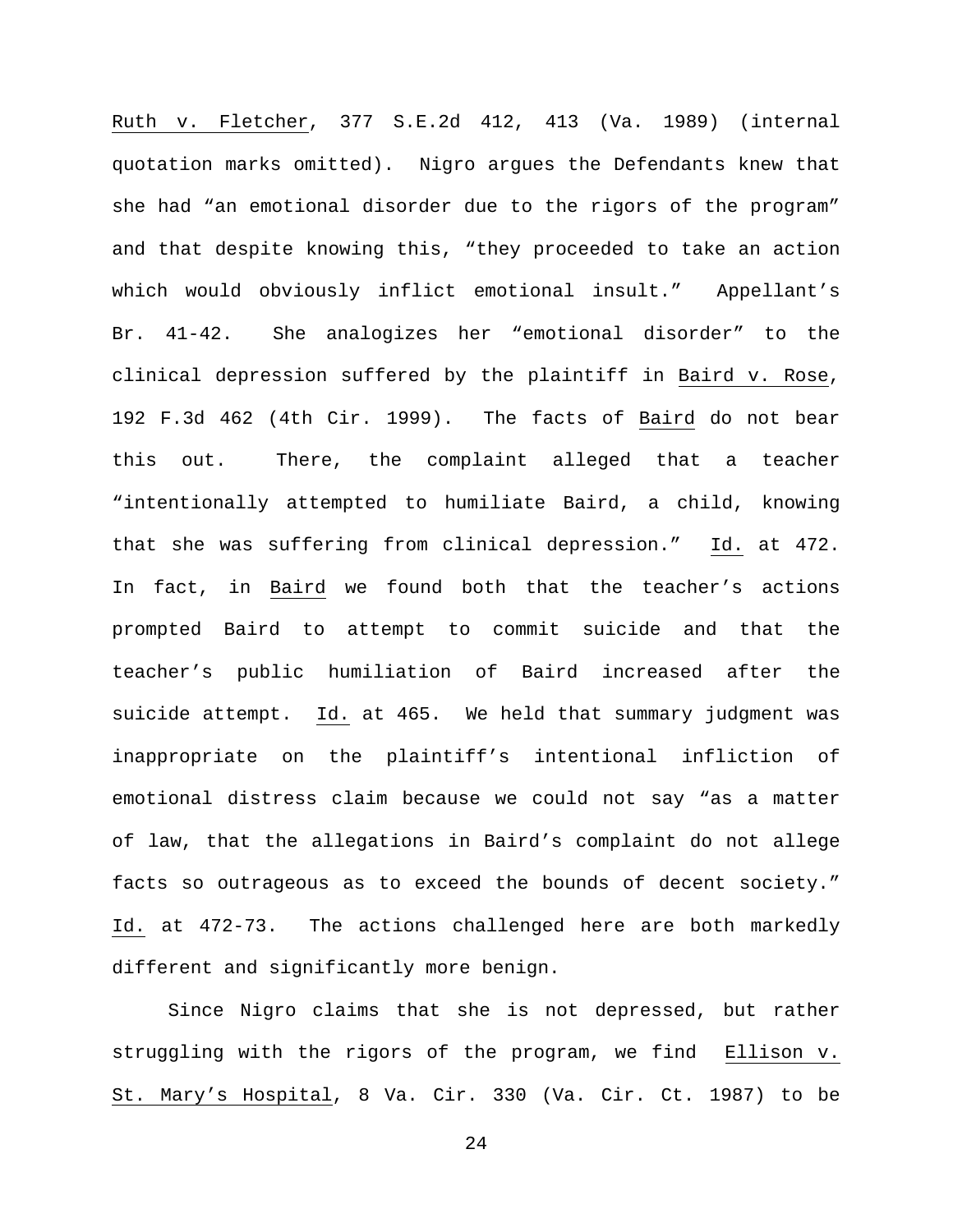Ruth v. Fletcher, 377 S.E.2d 412, 413 (Va. 1989) (internal quotation marks omitted). Nigro argues the Defendants knew that she had "an emotional disorder due to the rigors of the program" and that despite knowing this, "they proceeded to take an action which would obviously inflict emotional insult." Appellant's Br. 41-42. She analogizes her "emotional disorder" to the clinical depression suffered by the plaintiff in Baird v. Rose, 192 F.3d 462 (4th Cir. 1999). The facts of Baird do not bear this out. There, the complaint alleged that a teacher "intentionally attempted to humiliate Baird, a child, knowing that she was suffering from clinical depression." Id. at 472. In fact, in Baird we found both that the teacher's actions prompted Baird to attempt to commit suicide and that the teacher's public humiliation of Baird increased after the suicide attempt. Id. at 465. We held that summary judgment was inappropriate on the plaintiff's intentional infliction of emotional distress claim because we could not say "as a matter of law, that the allegations in Baird's complaint do not allege facts so outrageous as to exceed the bounds of decent society." Id. at 472-73. The actions challenged here are both markedly different and significantly more benign.

Since Nigro claims that she is not depressed, but rather struggling with the rigors of the program, we find Ellison v. St. Mary's Hospital, 8 Va. Cir. 330 (Va. Cir. Ct. 1987) to be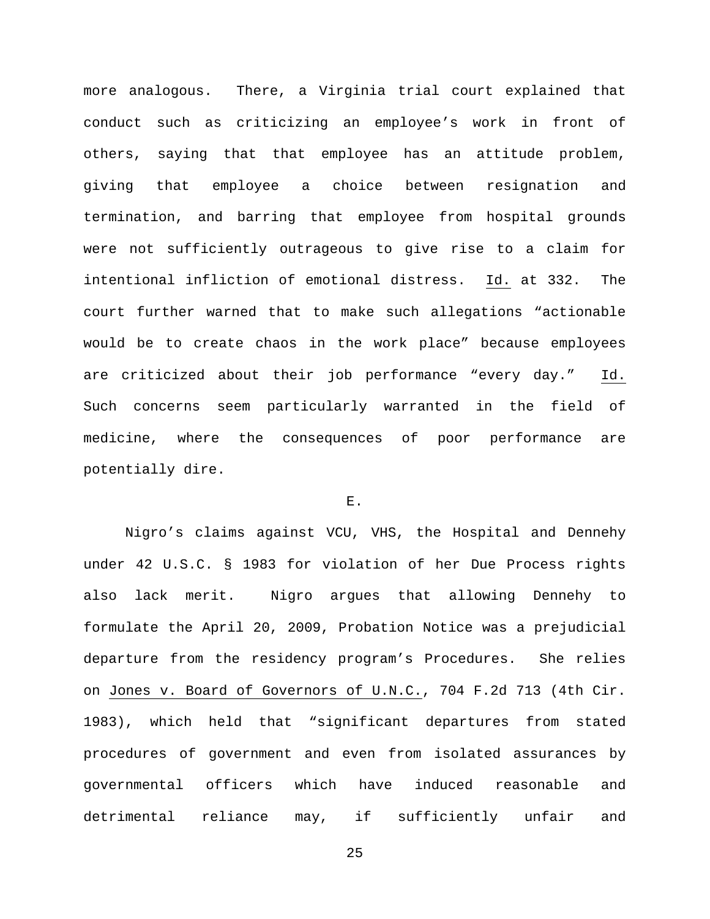more analogous. There, a Virginia trial court explained that conduct such as criticizing an employee's work in front of others, saying that that employee has an attitude problem, giving that employee a choice between resignation and termination, and barring that employee from hospital grounds were not sufficiently outrageous to give rise to a claim for intentional infliction of emotional distress. Id. at 332. The court further warned that to make such allegations "actionable would be to create chaos in the work place" because employees are criticized about their job performance "every day." Id. Such concerns seem particularly warranted in the field of medicine, where the consequences of poor performance are potentially dire.

E.

Nigro's claims against VCU, VHS, the Hospital and Dennehy under 42 U.S.C. § 1983 for violation of her Due Process rights also lack merit. Nigro argues that allowing Dennehy to formulate the April 20, 2009, Probation Notice was a prejudicial departure from the residency program's Procedures. She relies on Jones v. Board of Governors of U.N.C., 704 F.2d 713 (4th Cir. 1983), which held that "significant departures from stated procedures of government and even from isolated assurances by governmental officers which have induced reasonable and detrimental reliance may, if sufficiently unfair and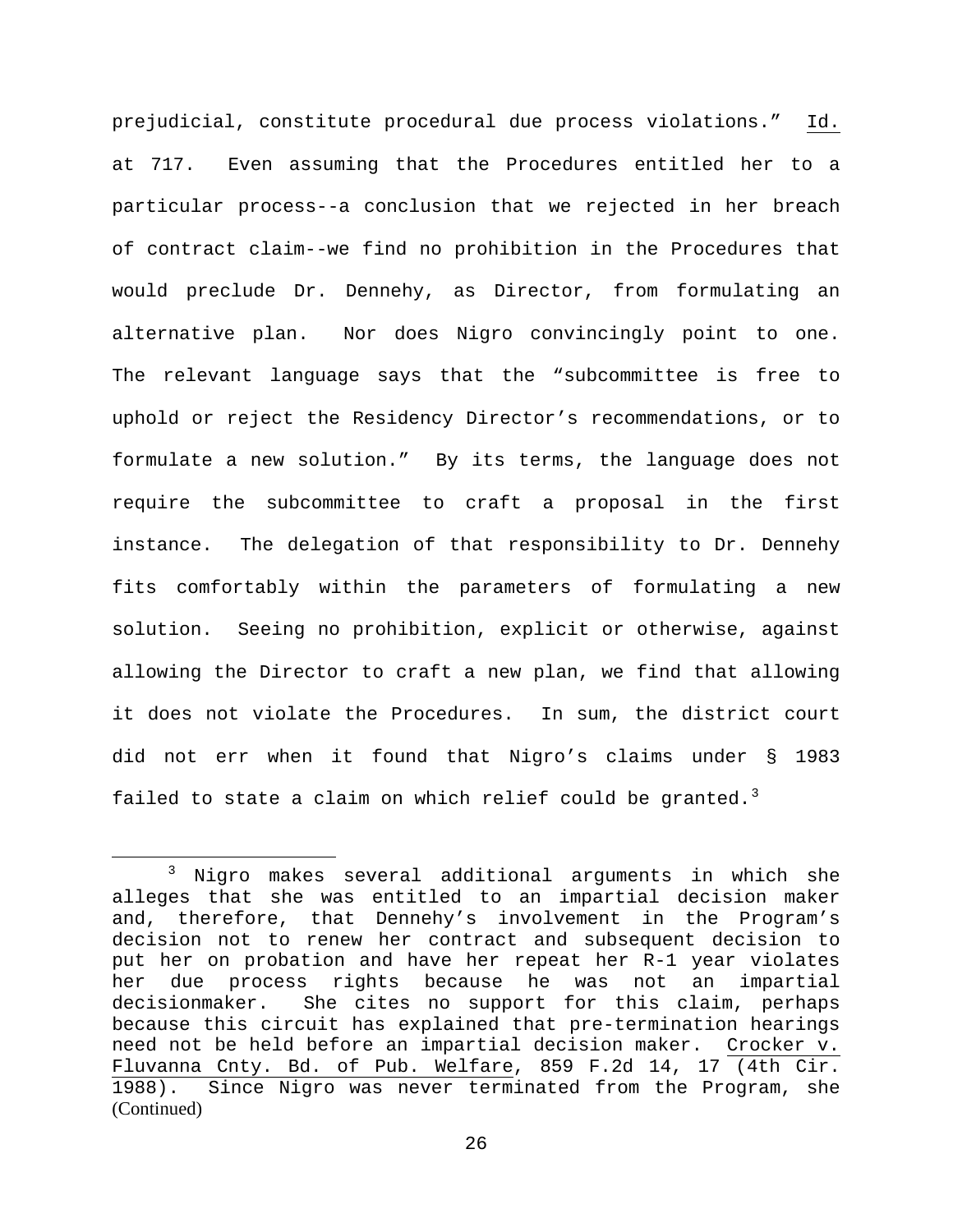prejudicial, constitute procedural due process violations." Id. at 717. Even assuming that the Procedures entitled her to a particular process--a conclusion that we rejected in her breach of contract claim--we find no prohibition in the Procedures that would preclude Dr. Dennehy, as Director, from formulating an alternative plan. Nor does Nigro convincingly point to one. The relevant language says that the "subcommittee is free to uphold or reject the Residency Director's recommendations, or to formulate a new solution." By its terms, the language does not require the subcommittee to craft a proposal in the first instance. The delegation of that responsibility to Dr. Dennehy fits comfortably within the parameters of formulating a new solution. Seeing no prohibition, explicit or otherwise, against allowing the Director to craft a new plan, we find that allowing it does not violate the Procedures. In sum, the district court did not err when it found that Nigro's claims under § 1983 failed to state a claim on which relief could be granted.[3]

[3] Nigro makes several additional arguments in which she alleges that she was entitled to an impartial decision maker and, therefore, that Dennehy's involvement in the Program's decision not to renew her contract and subsequent decision to put her on probation and have her repeat her R-1 year violates her due process rights because he was not an impartial decisionmaker. She cites no support for this claim, perhaps because this circuit has explained that pre-termination hearings need not be held before an impartial decision maker. Crocker v. Fluvanna Cnty. Bd. of Pub. Welfare, 859 F.2d 14, 17 (4th Cir. 1988). Since Nigro was never terminated from the Program, she (Continued)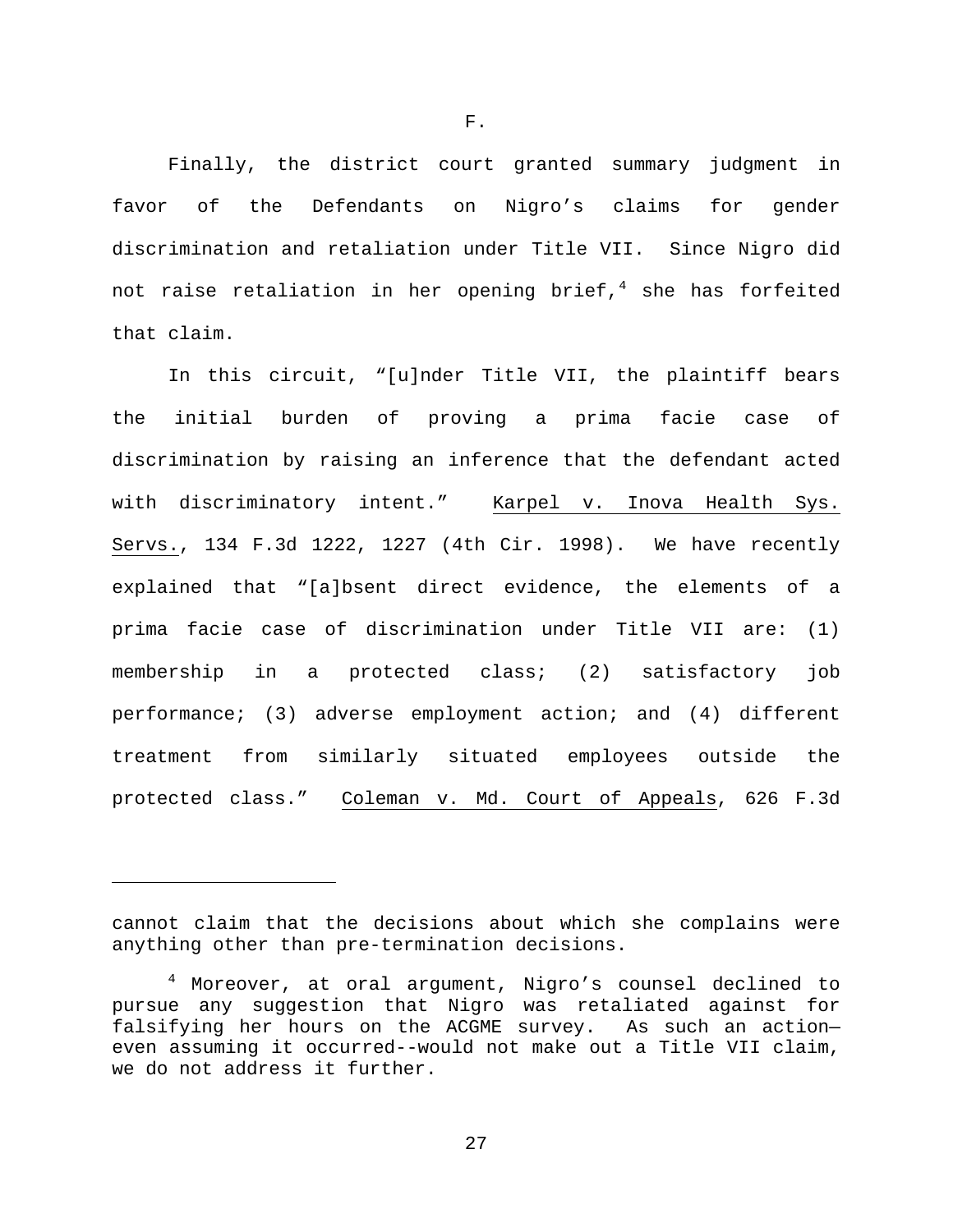F.

Finally, the district court granted summary judgment in favor of the Defendants on Nigro's claims for gender discrimination and retaliation under Title VII. Since Nigro did not raise retaliation in her opening brief,[4] she has forfeited that claim.

In this circuit, "[u]nder Title VII, the plaintiff bears the initial burden of proving a prima facie case of discrimination by raising an inference that the defendant acted with discriminatory intent." Karpel v. Inova Health Sys. Servs., 134 F.3d 1222, 1227 (4th Cir. 1998). We have recently explained that "[a]bsent direct evidence, the elements of a prima facie case of discrimination under Title VII are: (1) membership in a protected class; (2) satisfactory job performance; (3) adverse employment action; and (4) different treatment from similarly situated employees outside the protected class." Coleman v. Md. Court of Appeals, 626 F.3d

---

cannot claim that the decisions about which she complains were anything other than pre-termination decisions.

[4] Moreover, at oral argument, Nigro's counsel declined to pursue any suggestion that Nigro was retaliated against for falsifying her hours on the ACGME survey. As such an action—even assuming it occurred--would not make out a Title VII claim, we do not address it further.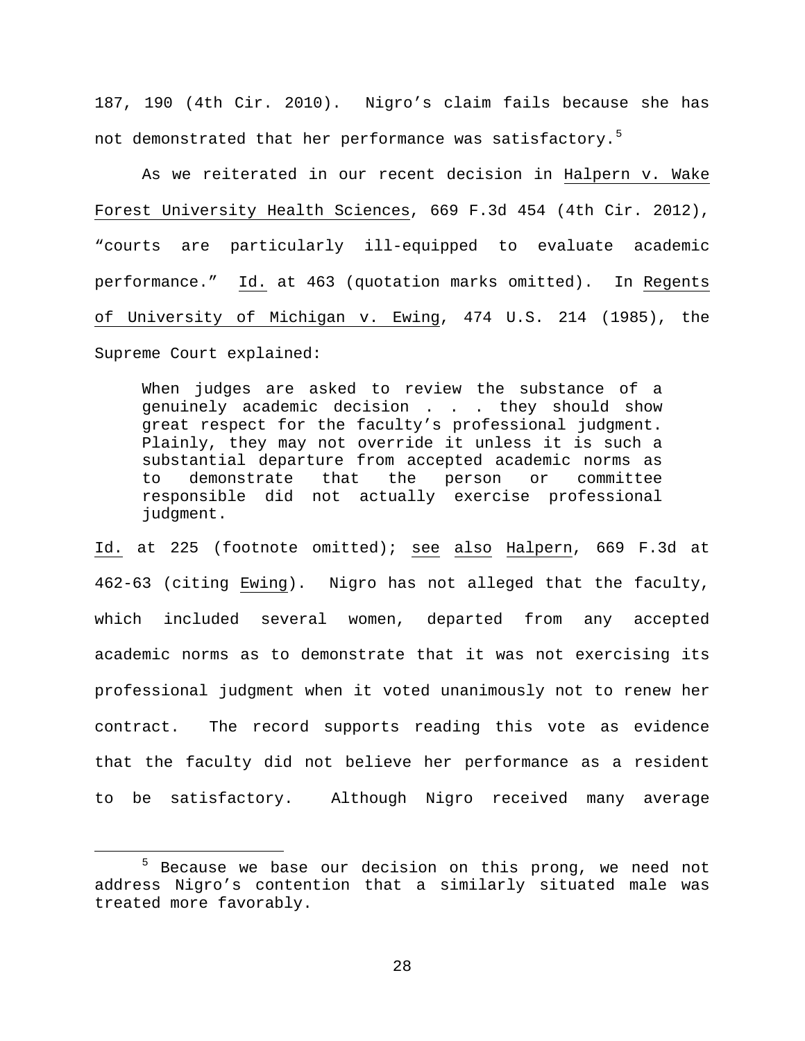187, 190 (4th Cir. 2010). Nigro's claim fails because she has not demonstrated that her performance was satisfactory.[5]

As we reiterated in our recent decision in Halpern v. Wake Forest University Health Sciences, 669 F.3d 454 (4th Cir. 2012), "courts are particularly ill-equipped to evaluate academic performance." Id. at 463 (quotation marks omitted). In Regents of University of Michigan v. Ewing, 474 U.S. 214 (1985), the Supreme Court explained:

> When judges are asked to review the substance of a genuinely academic decision . . . they should show great respect for the faculty's professional judgment. Plainly, they may not override it unless it is such a substantial departure from accepted academic norms as to demonstrate that the person or committee responsible did not actually exercise professional judgment.

Id. at 225 (footnote omitted); see also Halpern, 669 F.3d at 462-63 (citing Ewing). Nigro has not alleged that the faculty, which included several women, departed from any accepted academic norms as to demonstrate that it was not exercising its professional judgment when it voted unanimously not to renew her contract. The record supports reading this vote as evidence that the faculty did not believe her performance as a resident to be satisfactory. Although Nigro received many average

[5] Because we base our decision on this prong, we need not address Nigro's contention that a similarly situated male was treated more favorably.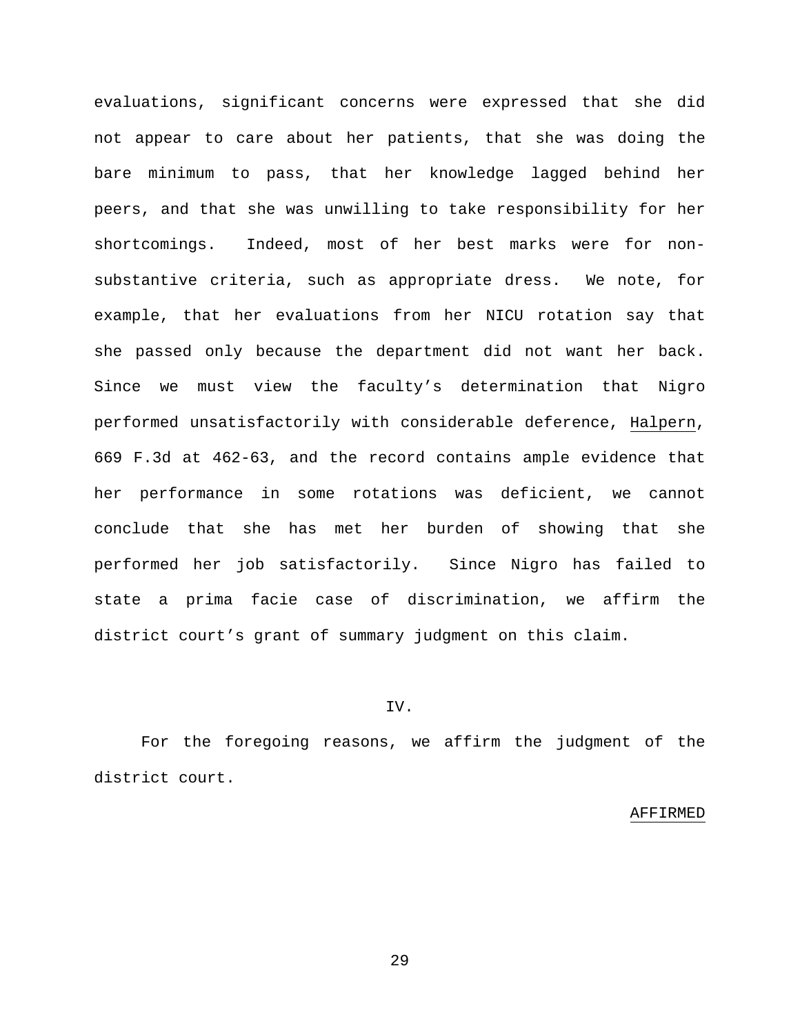evaluations, significant concerns were expressed that she did not appear to care about her patients, that she was doing the bare minimum to pass, that her knowledge lagged behind her peers, and that she was unwilling to take responsibility for her shortcomings. Indeed, most of her best marks were for non-substantive criteria, such as appropriate dress. We note, for example, that her evaluations from her NICU rotation say that she passed only because the department did not want her back. Since we must view the faculty's determination that Nigro performed unsatisfactorily with considerable deference, Halpern, 669 F.3d at 462-63, and the record contains ample evidence that her performance in some rotations was deficient, we cannot conclude that she has met her burden of showing that she performed her job satisfactorily. Since Nigro has failed to state a prima facie case of discrimination, we affirm the district court's grant of summary judgment on this claim.

IV.

For the foregoing reasons, we affirm the judgment of the district court.

AFFIRMED